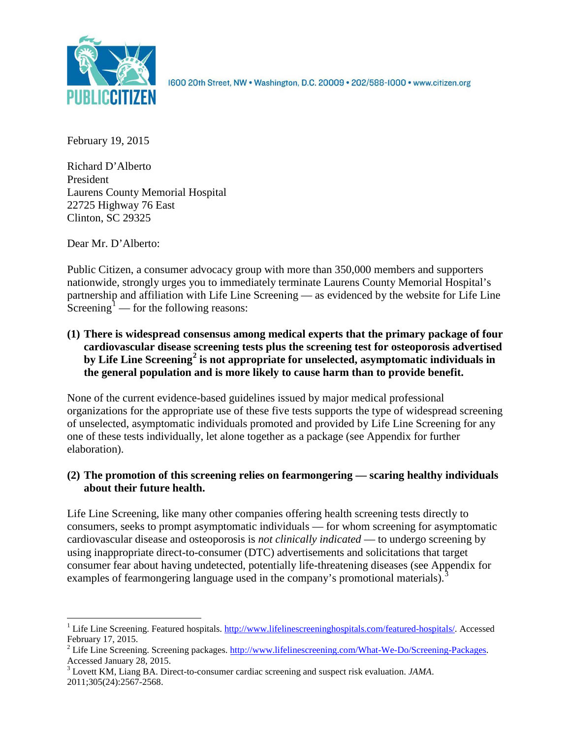1600 20th Street, NW • Washington, D.C. 20009 • 202/588-1000 • www.citizen.org

February 19, 2015

Richard D'Alberto
President
Laurens County Memorial Hospital
22725 Highway 76 East
Clinton, SC 29325

Dear Mr. D'Alberto:

Public Citizen, a consumer advocacy group with more than 350,000 members and supporters nationwide, strongly urges you to immediately terminate Laurens County Memorial Hospital's partnership and affiliation with Life Line Screening — as evidenced by the website for Life Line Screening[1] — for the following reasons:

**(1) There is widespread consensus among medical experts that the primary package of four cardiovascular disease screening tests plus the screening test for osteoporosis advertised by Life Line Screening[2] is not appropriate for unselected, asymptomatic individuals in the general population and is more likely to cause harm than to provide benefit.**

None of the current evidence-based guidelines issued by major medical professional organizations for the appropriate use of these five tests supports the type of widespread screening of unselected, asymptomatic individuals promoted and provided by Life Line Screening for any one of these tests individually, let alone together as a package (see Appendix for further elaboration).

**(2) The promotion of this screening relies on fearmongering — scaring healthy individuals about their future health.**

Life Line Screening, like many other companies offering health screening tests directly to consumers, seeks to prompt asymptomatic individuals — for whom screening for asymptomatic cardiovascular disease and osteoporosis is *not clinically indicated* — to undergo screening by using inappropriate direct-to-consumer (DTC) advertisements and solicitations that target consumer fear about having undetected, potentially life-threatening diseases (see Appendix for examples of fearmongering language used in the company's promotional materials).[3]

---

[1] Life Line Screening. Featured hospitals. http://www.lifelinescreeninghospitals.com/featured-hospitals/. Accessed February 17, 2015.

[2] Life Line Screening. Screening packages. http://www.lifelinescreening.com/What-We-Do/Screening-Packages. Accessed January 28, 2015.

[3] Lovett KM, Liang BA. Direct-to-consumer cardiac screening and suspect risk evaluation. *JAMA*. 2011;305(24):2567-2568.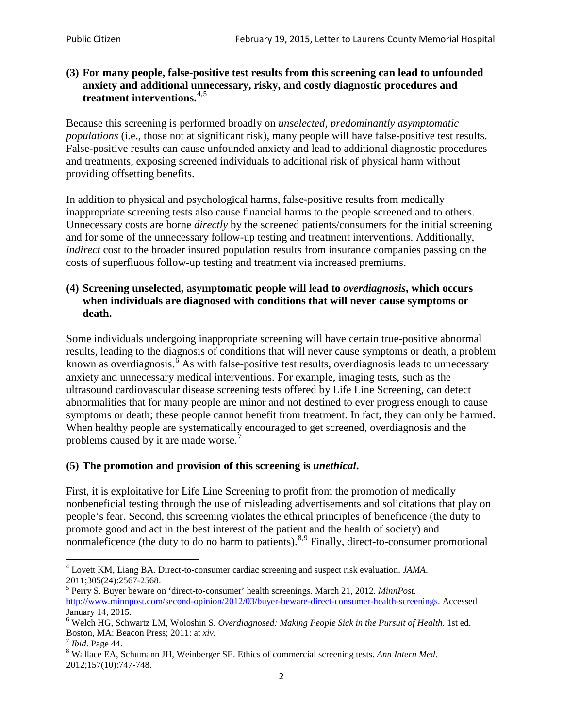**(3) For many people, false-positive test results from this screening can lead to unfounded anxiety and additional unnecessary, risky, and costly diagnostic procedures and treatment interventions.**[4,5]

Because this screening is performed broadly on *unselected, predominantly asymptomatic populations* (i.e., those not at significant risk), many people will have false-positive test results. False-positive results can cause unfounded anxiety and lead to additional diagnostic procedures and treatments, exposing screened individuals to additional risk of physical harm without providing offsetting benefits.

In addition to physical and psychological harms, false-positive results from medically inappropriate screening tests also cause financial harms to the people screened and to others. Unnecessary costs are borne *directly* by the screened patients/consumers for the initial screening and for some of the unnecessary follow-up testing and treatment interventions. Additionally, *indirect* cost to the broader insured population results from insurance companies passing on the costs of superfluous follow-up testing and treatment via increased premiums.

**(4) Screening unselected, asymptomatic people will lead to *overdiagnosis*, which occurs when individuals are diagnosed with conditions that will never cause symptoms or death.**

Some individuals undergoing inappropriate screening will have certain true-positive abnormal results, leading to the diagnosis of conditions that will never cause symptoms or death, a problem known as overdiagnosis.[6] As with false-positive test results, overdiagnosis leads to unnecessary anxiety and unnecessary medical interventions. For example, imaging tests, such as the ultrasound cardiovascular disease screening tests offered by Life Line Screening, can detect abnormalities that for many people are minor and not destined to ever progress enough to cause symptoms or death; these people cannot benefit from treatment. In fact, they can only be harmed. When healthy people are systematically encouraged to get screened, overdiagnosis and the problems caused by it are made worse.[7]

**(5) The promotion and provision of this screening is *unethical*.**

First, it is exploitative for Life Line Screening to profit from the promotion of medically nonbeneficial testing through the use of misleading advertisements and solicitations that play on people's fear. Second, this screening violates the ethical principles of beneficence (the duty to promote good and act in the best interest of the patient and the health of society) and nonmaleficence (the duty to do no harm to patients).[8,9] Finally, direct-to-consumer promotional

---

[4] Lovett KM, Liang BA. Direct-to-consumer cardiac screening and suspect risk evaluation. *JAMA*. 2011;305(24):2567-2568.

[5] Perry S. Buyer beware on 'direct-to-consumer' health screenings. March 21, 2012. *MinnPost.* http://www.minnpost.com/second-opinion/2012/03/buyer-beware-direct-consumer-health-screenings. Accessed January 14, 2015.

[6] Welch HG, Schwartz LM, Woloshin S. *Overdiagnosed: Making People Sick in the Pursuit of Health*. 1st ed. Boston, MA: Beacon Press; 2011: at *xiv*.

[7] *Ibid*. Page 44.

[8] Wallace EA, Schumann JH, Weinberger SE. Ethics of commercial screening tests. *Ann Intern Med*. 2012;157(10):747-748.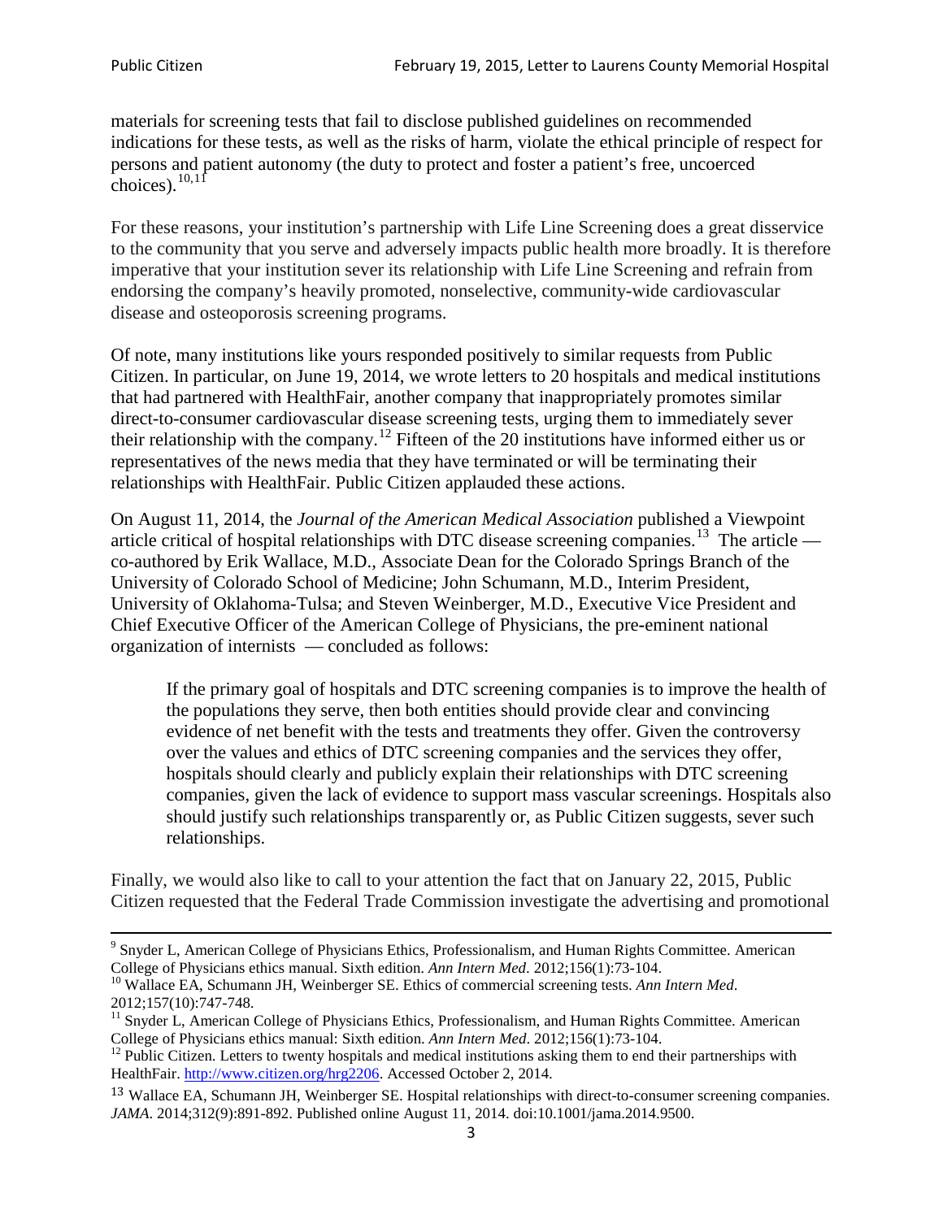materials for screening tests that fail to disclose published guidelines on recommended indications for these tests, as well as the risks of harm, violate the ethical principle of respect for persons and patient autonomy (the duty to protect and foster a patient's free, uncoerced choices).[10,11]

For these reasons, your institution's partnership with Life Line Screening does a great disservice to the community that you serve and adversely impacts public health more broadly. It is therefore imperative that your institution sever its relationship with Life Line Screening and refrain from endorsing the company's heavily promoted, nonselective, community-wide cardiovascular disease and osteoporosis screening programs.

Of note, many institutions like yours responded positively to similar requests from Public Citizen. In particular, on June 19, 2014, we wrote letters to 20 hospitals and medical institutions that had partnered with HealthFair, another company that inappropriately promotes similar direct-to-consumer cardiovascular disease screening tests, urging them to immediately sever their relationship with the company.[12] Fifteen of the 20 institutions have informed either us or representatives of the news media that they have terminated or will be terminating their relationships with HealthFair. Public Citizen applauded these actions.

On August 11, 2014, the *Journal of the American Medical Association* published a Viewpoint article critical of hospital relationships with DTC disease screening companies.[13] The article — co-authored by Erik Wallace, M.D., Associate Dean for the Colorado Springs Branch of the University of Colorado School of Medicine; John Schumann, M.D., Interim President, University of Oklahoma-Tulsa; and Steven Weinberger, M.D., Executive Vice President and Chief Executive Officer of the American College of Physicians, the pre-eminent national organization of internists — concluded as follows:

> If the primary goal of hospitals and DTC screening companies is to improve the health of the populations they serve, then both entities should provide clear and convincing evidence of net benefit with the tests and treatments they offer. Given the controversy over the values and ethics of DTC screening companies and the services they offer, hospitals should clearly and publicly explain their relationships with DTC screening companies, given the lack of evidence to support mass vascular screenings. Hospitals also should justify such relationships transparently or, as Public Citizen suggests, sever such relationships.

Finally, we would also like to call to your attention the fact that on January 22, 2015, Public Citizen requested that the Federal Trade Commission investigate the advertising and promotional

---

[9] Snyder L, American College of Physicians Ethics, Professionalism, and Human Rights Committee. American College of Physicians ethics manual. Sixth edition. *Ann Intern Med*. 2012;156(1):73-104.

[10] Wallace EA, Schumann JH, Weinberger SE. Ethics of commercial screening tests. *Ann Intern Med*. 2012;157(10):747-748.

[11] Snyder L, American College of Physicians Ethics, Professionalism, and Human Rights Committee. American College of Physicians ethics manual: Sixth edition. *Ann Intern Med*. 2012;156(1):73-104.

[12] Public Citizen. Letters to twenty hospitals and medical institutions asking them to end their partnerships with HealthFair. http://www.citizen.org/hrg2206. Accessed October 2, 2014.

[13] Wallace EA, Schumann JH, Weinberger SE. Hospital relationships with direct-to-consumer screening companies. *JAMA*. 2014;312(9):891-892. Published online August 11, 2014. doi:10.1001/jama.2014.9500.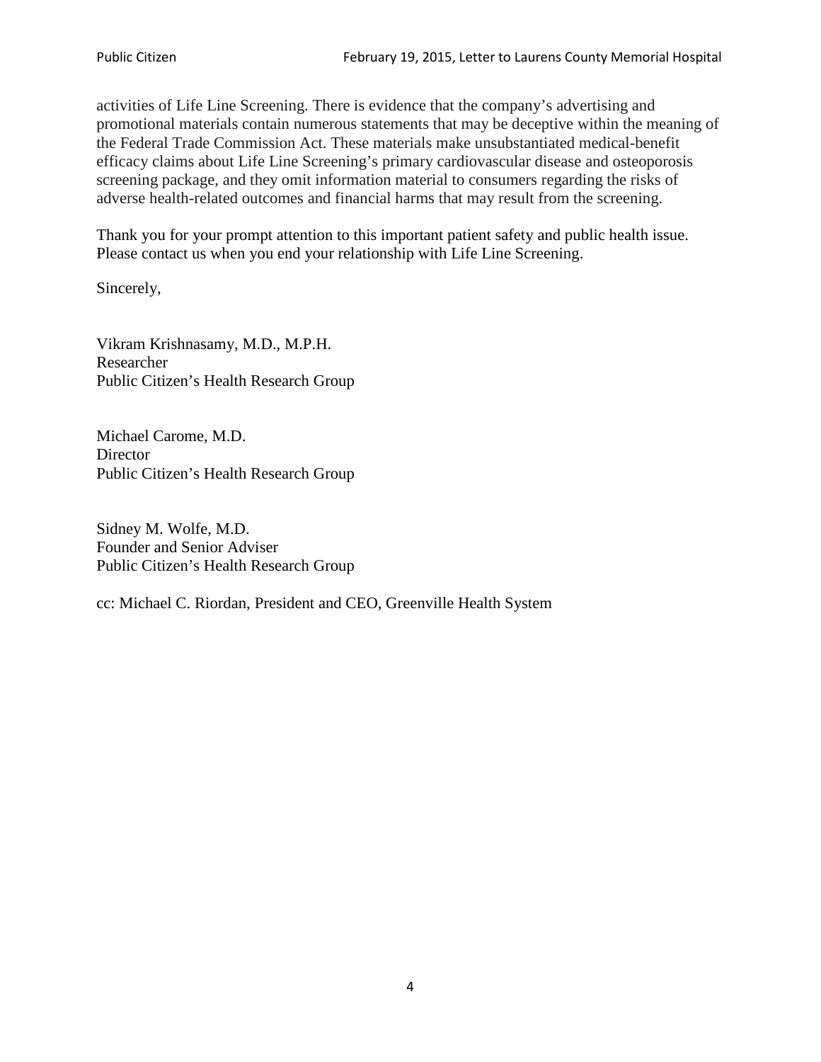activities of Life Line Screening. There is evidence that the company's advertising and promotional materials contain numerous statements that may be deceptive within the meaning of the Federal Trade Commission Act. These materials make unsubstantiated medical-benefit efficacy claims about Life Line Screening's primary cardiovascular disease and osteoporosis screening package, and they omit information material to consumers regarding the risks of adverse health-related outcomes and financial harms that may result from the screening.

Thank you for your prompt attention to this important patient safety and public health issue. Please contact us when you end your relationship with Life Line Screening.

Sincerely,

Vikram Krishnasamy, M.D., M.P.H.
Researcher
Public Citizen's Health Research Group

Michael Carome, M.D.
Director
Public Citizen's Health Research Group

Sidney M. Wolfe, M.D.
Founder and Senior Adviser
Public Citizen's Health Research Group

cc: Michael C. Riordan, President and CEO, Greenville Health System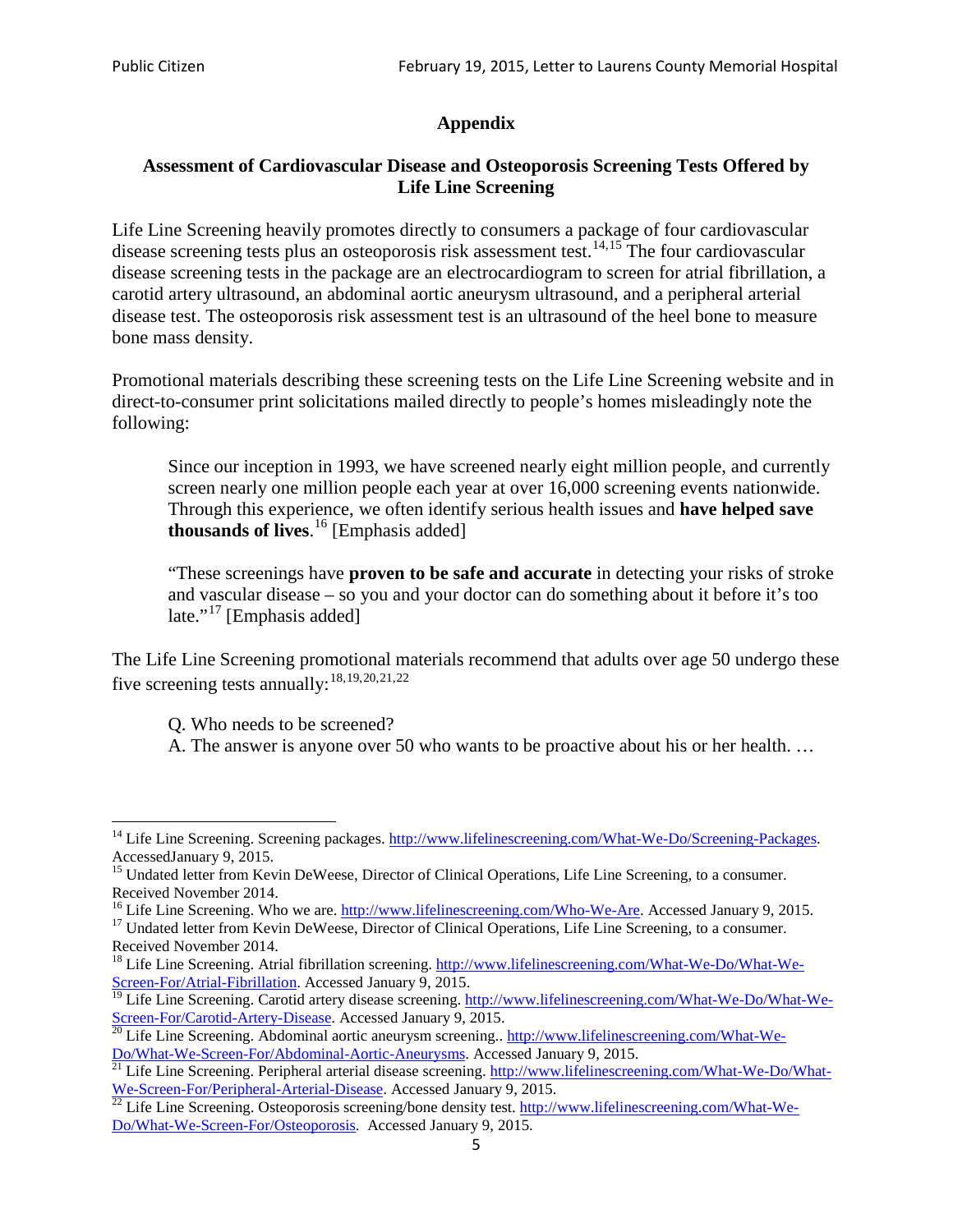## Appendix

### Assessment of Cardiovascular Disease and Osteoporosis Screening Tests Offered by Life Line Screening

Life Line Screening heavily promotes directly to consumers a package of four cardiovascular disease screening tests plus an osteoporosis risk assessment test.[14,15] The four cardiovascular disease screening tests in the package are an electrocardiogram to screen for atrial fibrillation, a carotid artery ultrasound, an abdominal aortic aneurysm ultrasound, and a peripheral arterial disease test. The osteoporosis risk assessment test is an ultrasound of the heel bone to measure bone mass density.

Promotional materials describing these screening tests on the Life Line Screening website and in direct-to-consumer print solicitations mailed directly to people's homes misleadingly note the following:

> Since our inception in 1993, we have screened nearly eight million people, and currently screen nearly one million people each year at over 16,000 screening events nationwide. Through this experience, we often identify serious health issues and **have helped save thousands of lives**.[16] [Emphasis added]
>
> "These screenings have **proven to be safe and accurate** in detecting your risks of stroke and vascular disease – so you and your doctor can do something about it before it's too late."[17] [Emphasis added]

The Life Line Screening promotional materials recommend that adults over age 50 undergo these five screening tests annually:[18,19,20,21,22]

> Q. Who needs to be screened?
> A. The answer is anyone over 50 who wants to be proactive about his or her health. …

---

[14] Life Line Screening. Screening packages. http://www.lifelinescreening.com/What-We-Do/Screening-Packages. AccessedJanuary 9, 2015.

[15] Undated letter from Kevin DeWeese, Director of Clinical Operations, Life Line Screening, to a consumer. Received November 2014.

[16] Life Line Screening. Who we are. http://www.lifelinescreening.com/Who-We-Are. Accessed January 9, 2015.

[17] Undated letter from Kevin DeWeese, Director of Clinical Operations, Life Line Screening, to a consumer. Received November 2014.

[18] Life Line Screening. Atrial fibrillation screening. http://www.lifelinescreening.com/What-We-Do/What-We-Screen-For/Atrial-Fibrillation. Accessed January 9, 2015.

[19] Life Line Screening. Carotid artery disease screening. http://www.lifelinescreening.com/What-We-Do/What-We-Screen-For/Carotid-Artery-Disease. Accessed January 9, 2015.

[20] Life Line Screening. Abdominal aortic aneurysm screening.. http://www.lifelinescreening.com/What-We-Do/What-We-Screen-For/Abdominal-Aortic-Aneurysms. Accessed January 9, 2015.

[21] Life Line Screening. Peripheral arterial disease screening. http://www.lifelinescreening.com/What-We-Do/What-We-Screen-For/Peripheral-Arterial-Disease. Accessed January 9, 2015.

[22] Life Line Screening. Osteoporosis screening/bone density test. http://www.lifelinescreening.com/What-We-Do/What-We-Screen-For/Osteoporosis. Accessed January 9, 2015.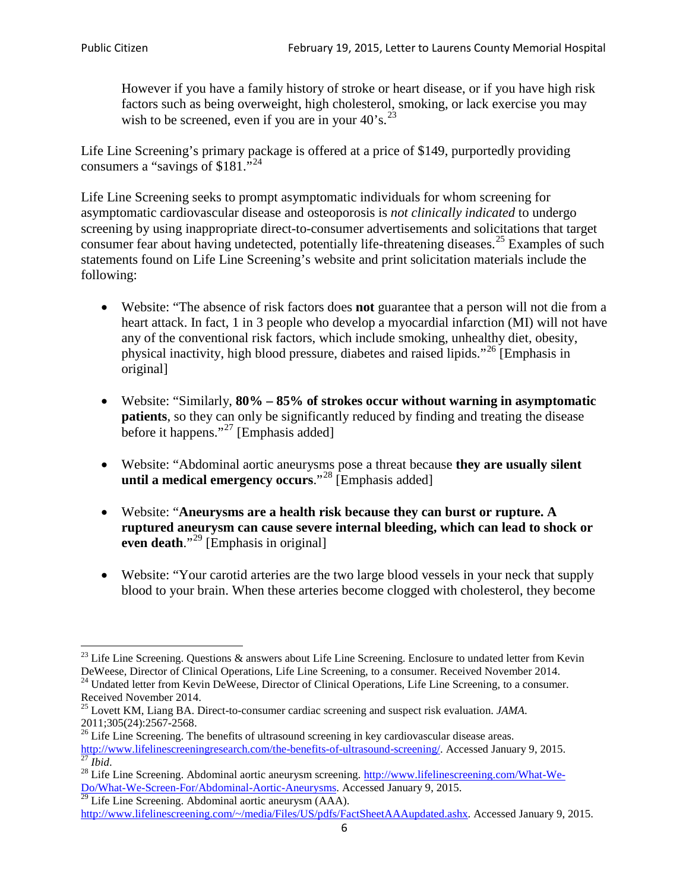> However if you have a family history of stroke or heart disease, or if you have high risk factors such as being overweight, high cholesterol, smoking, or lack exercise you may wish to be screened, even if you are in your 40's.[23]

Life Line Screening's primary package is offered at a price of $149, purportedly providing consumers a "savings of $181."[24]

Life Line Screening seeks to prompt asymptomatic individuals for whom screening for asymptomatic cardiovascular disease and osteoporosis is *not clinically indicated* to undergo screening by using inappropriate direct-to-consumer advertisements and solicitations that target consumer fear about having undetected, potentially life-threatening diseases.[25] Examples of such statements found on Life Line Screening's website and print solicitation materials include the following:

- Website: "The absence of risk factors does **not** guarantee that a person will not die from a heart attack. In fact, 1 in 3 people who develop a myocardial infarction (MI) will not have any of the conventional risk factors, which include smoking, unhealthy diet, obesity, physical inactivity, high blood pressure, diabetes and raised lipids."[26] [Emphasis in original]

- Website: "Similarly, **80% – 85% of strokes occur without warning in asymptomatic patients**, so they can only be significantly reduced by finding and treating the disease before it happens."[27] [Emphasis added]

- Website: "Abdominal aortic aneurysms pose a threat because **they are usually silent until a medical emergency occurs**."[28] [Emphasis added]

- Website: "**Aneurysms are a health risk because they can burst or rupture. A ruptured aneurysm can cause severe internal bleeding, which can lead to shock or even death**."[29] [Emphasis in original]

- Website: "Your carotid arteries are the two large blood vessels in your neck that supply blood to your brain. When these arteries become clogged with cholesterol, they become

---

[23] Life Line Screening. Questions & answers about Life Line Screening. Enclosure to undated letter from Kevin DeWeese, Director of Clinical Operations, Life Line Screening, to a consumer. Received November 2014.

[24] Undated letter from Kevin DeWeese, Director of Clinical Operations, Life Line Screening, to a consumer. Received November 2014.

[25] Lovett KM, Liang BA. Direct-to-consumer cardiac screening and suspect risk evaluation. *JAMA*. 2011;305(24):2567-2568.

[26] Life Line Screening. The benefits of ultrasound screening in key cardiovascular disease areas. http://www.lifelinescreeningresearch.com/the-benefits-of-ultrasound-screening/. Accessed January 9, 2015.

[27] *Ibid*.

[28] Life Line Screening. Abdominal aortic aneurysm screening. http://www.lifelinescreening.com/What-We-Do/What-We-Screen-For/Abdominal-Aortic-Aneurysms. Accessed January 9, 2015.

[29] Life Line Screening. Abdominal aortic aneurysm (AAA). http://www.lifelinescreening.com/~/media/Files/US/pdfs/FactSheetAAAupdated.ashx. Accessed January 9, 2015.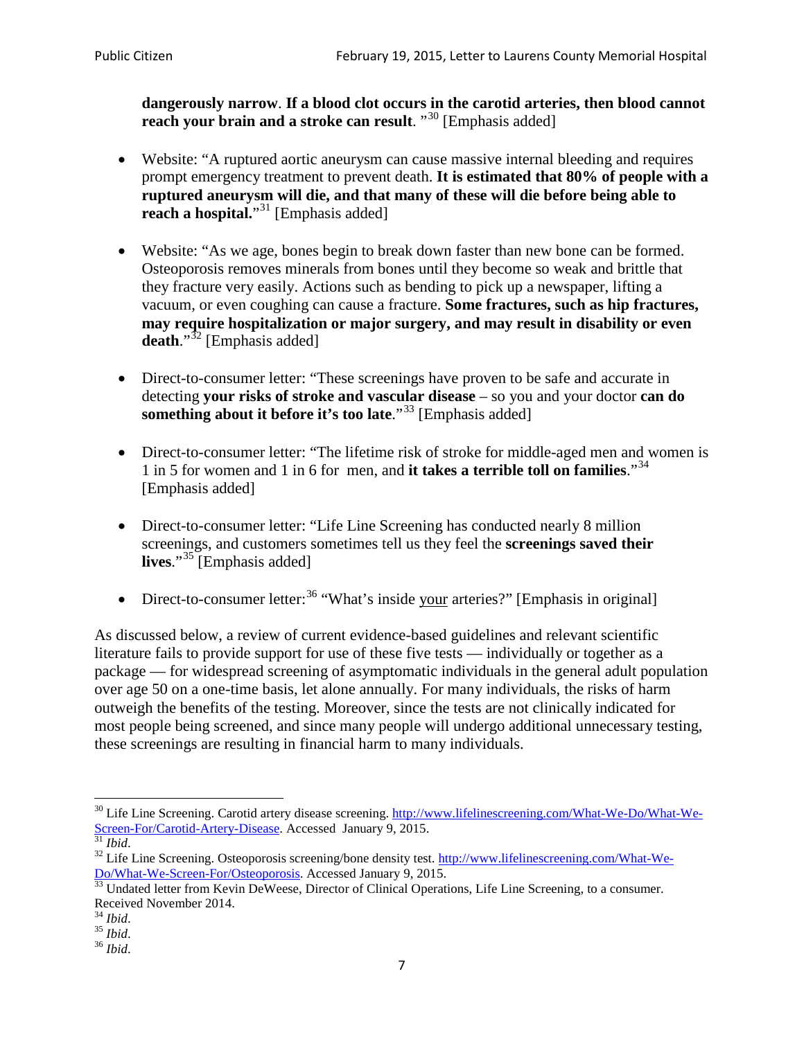**dangerously narrow**. **If a blood clot occurs in the carotid arteries, then blood cannot reach your brain and a stroke can result**. "[30] [Emphasis added]

- Website: "A ruptured aortic aneurysm can cause massive internal bleeding and requires prompt emergency treatment to prevent death. **It is estimated that 80% of people with a ruptured aneurysm will die, and that many of these will die before being able to reach a hospital.**"[31] [Emphasis added]

- Website: "As we age, bones begin to break down faster than new bone can be formed. Osteoporosis removes minerals from bones until they become so weak and brittle that they fracture very easily. Actions such as bending to pick up a newspaper, lifting a vacuum, or even coughing can cause a fracture. **Some fractures, such as hip fractures, may require hospitalization or major surgery, and may result in disability or even death**."[32] [Emphasis added]

- Direct-to-consumer letter: "These screenings have proven to be safe and accurate in detecting **your risks of stroke and vascular disease** – so you and your doctor **can do something about it before it's too late**."[33] [Emphasis added]

- Direct-to-consumer letter: "The lifetime risk of stroke for middle-aged men and women is 1 in 5 for women and 1 in 6 for men, and **it takes a terrible toll on families**."[34] [Emphasis added]

- Direct-to-consumer letter: "Life Line Screening has conducted nearly 8 million screenings, and customers sometimes tell us they feel the **screenings saved their lives**."[35] [Emphasis added]

- Direct-to-consumer letter:[36] "What's inside your arteries?" [Emphasis in original]

As discussed below, a review of current evidence-based guidelines and relevant scientific literature fails to provide support for use of these five tests — individually or together as a package — for widespread screening of asymptomatic individuals in the general adult population over age 50 on a one-time basis, let alone annually. For many individuals, the risks of harm outweigh the benefits of the testing. Moreover, since the tests are not clinically indicated for most people being screened, and since many people will undergo additional unnecessary testing, these screenings are resulting in financial harm to many individuals.

---

[30] Life Line Screening. Carotid artery disease screening. http://www.lifelinescreening.com/What-We-Do/What-We-Screen-For/Carotid-Artery-Disease. Accessed January 9, 2015.

[31] *Ibid*.

[32] Life Line Screening. Osteoporosis screening/bone density test. http://www.lifelinescreening.com/What-We-Do/What-We-Screen-For/Osteoporosis. Accessed January 9, 2015.

[33] Undated letter from Kevin DeWeese, Director of Clinical Operations, Life Line Screening, to a consumer. Received November 2014.

[34] *Ibid*.

[35] *Ibid*.

[36] *Ibid*.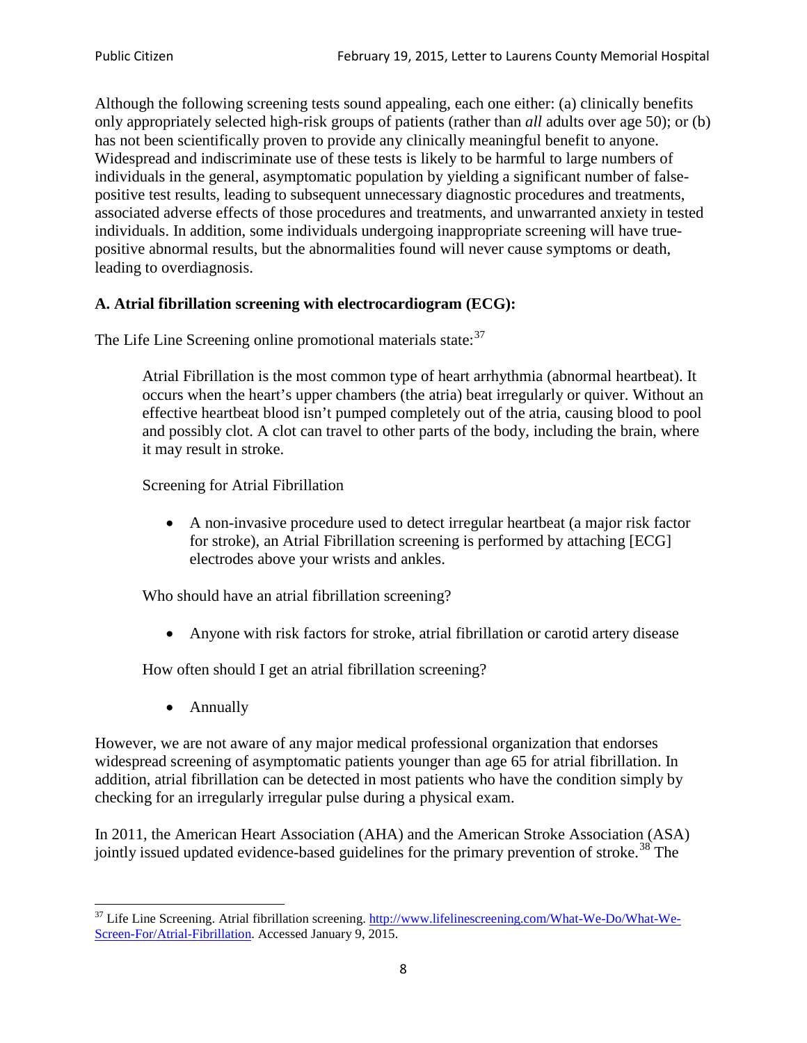Although the following screening tests sound appealing, each one either: (a) clinically benefits only appropriately selected high-risk groups of patients (rather than *all* adults over age 50); or (b) has not been scientifically proven to provide any clinically meaningful benefit to anyone. Widespread and indiscriminate use of these tests is likely to be harmful to large numbers of individuals in the general, asymptomatic population by yielding a significant number of false-positive test results, leading to subsequent unnecessary diagnostic procedures and treatments, associated adverse effects of those procedures and treatments, and unwarranted anxiety in tested individuals. In addition, some individuals undergoing inappropriate screening will have true-positive abnormal results, but the abnormalities found will never cause symptoms or death, leading to overdiagnosis.

**A. Atrial fibrillation screening with electrocardiogram (ECG):**

The Life Line Screening online promotional materials state:[37]

> Atrial Fibrillation is the most common type of heart arrhythmia (abnormal heartbeat). It occurs when the heart's upper chambers (the atria) beat irregularly or quiver. Without an effective heartbeat blood isn't pumped completely out of the atria, causing blood to pool and possibly clot. A clot can travel to other parts of the body, including the brain, where it may result in stroke.
>
> Screening for Atrial Fibrillation
>
> - A non-invasive procedure used to detect irregular heartbeat (a major risk factor for stroke), an Atrial Fibrillation screening is performed by attaching [ECG] electrodes above your wrists and ankles.
>
> Who should have an atrial fibrillation screening?
>
> - Anyone with risk factors for stroke, atrial fibrillation or carotid artery disease
>
> How often should I get an atrial fibrillation screening?
>
> - Annually

However, we are not aware of any major medical professional organization that endorses widespread screening of asymptomatic patients younger than age 65 for atrial fibrillation. In addition, atrial fibrillation can be detected in most patients who have the condition simply by checking for an irregularly irregular pulse during a physical exam.

In 2011, the American Heart Association (AHA) and the American Stroke Association (ASA) jointly issued updated evidence-based guidelines for the primary prevention of stroke.[38] The

[37] Life Line Screening. Atrial fibrillation screening. http://www.lifelinescreening.com/What-We-Do/What-We-Screen-For/Atrial-Fibrillation. Accessed January 9, 2015.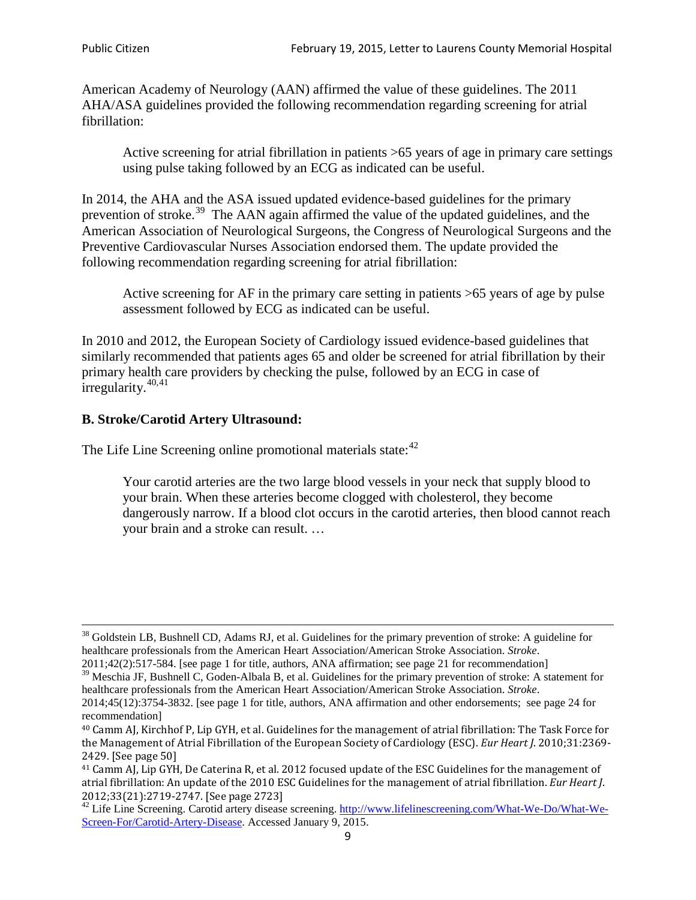American Academy of Neurology (AAN) affirmed the value of these guidelines. The 2011 AHA/ASA guidelines provided the following recommendation regarding screening for atrial fibrillation:

> Active screening for atrial fibrillation in patients >65 years of age in primary care settings using pulse taking followed by an ECG as indicated can be useful.

In 2014, the AHA and the ASA issued updated evidence-based guidelines for the primary prevention of stroke.[39] The AAN again affirmed the value of the updated guidelines, and the American Association of Neurological Surgeons, the Congress of Neurological Surgeons and the Preventive Cardiovascular Nurses Association endorsed them. The update provided the following recommendation regarding screening for atrial fibrillation:

> Active screening for AF in the primary care setting in patients >65 years of age by pulse assessment followed by ECG as indicated can be useful.

In 2010 and 2012, the European Society of Cardiology issued evidence-based guidelines that similarly recommended that patients ages 65 and older be screened for atrial fibrillation by their primary health care providers by checking the pulse, followed by an ECG in case of irregularity.[40,41]

### B. Stroke/Carotid Artery Ultrasound:

The Life Line Screening online promotional materials state:[42]

> Your carotid arteries are the two large blood vessels in your neck that supply blood to your brain. When these arteries become clogged with cholesterol, they become dangerously narrow. If a blood clot occurs in the carotid arteries, then blood cannot reach your brain and a stroke can result. …

---

[38] Goldstein LB, Bushnell CD, Adams RJ, et al. Guidelines for the primary prevention of stroke: A guideline for healthcare professionals from the American Heart Association/American Stroke Association. *Stroke*. 2011;42(2):517-584. [see page 1 for title, authors, ANA affirmation; see page 21 for recommendation]

[39] Meschia JF, Bushnell C, Goden-Albala B, et al. Guidelines for the primary prevention of stroke: A statement for healthcare professionals from the American Heart Association/American Stroke Association. *Stroke*. 2014;45(12):3754-3832. [see page 1 for title, authors, ANA affirmation and other endorsements; see page 24 for recommendation]

[40] Camm AJ, Kirchhof P, Lip GYH, et al. Guidelines for the management of atrial fibrillation: The Task Force for the Management of Atrial Fibrillation of the European Society of Cardiology (ESC). *Eur Heart J*. 2010;31:2369-2429. [See page 50]

[41] Camm AJ, Lip GYH, De Caterina R, et al. 2012 focused update of the ESC Guidelines for the management of atrial fibrillation: An update of the 2010 ESC Guidelines for the management of atrial fibrillation. *Eur Heart J*. 2012;33(21):2719-2747. [See page 2723]

[42] Life Line Screening. Carotid artery disease screening. http://www.lifelinescreening.com/What-We-Do/What-We-Screen-For/Carotid-Artery-Disease. Accessed January 9, 2015.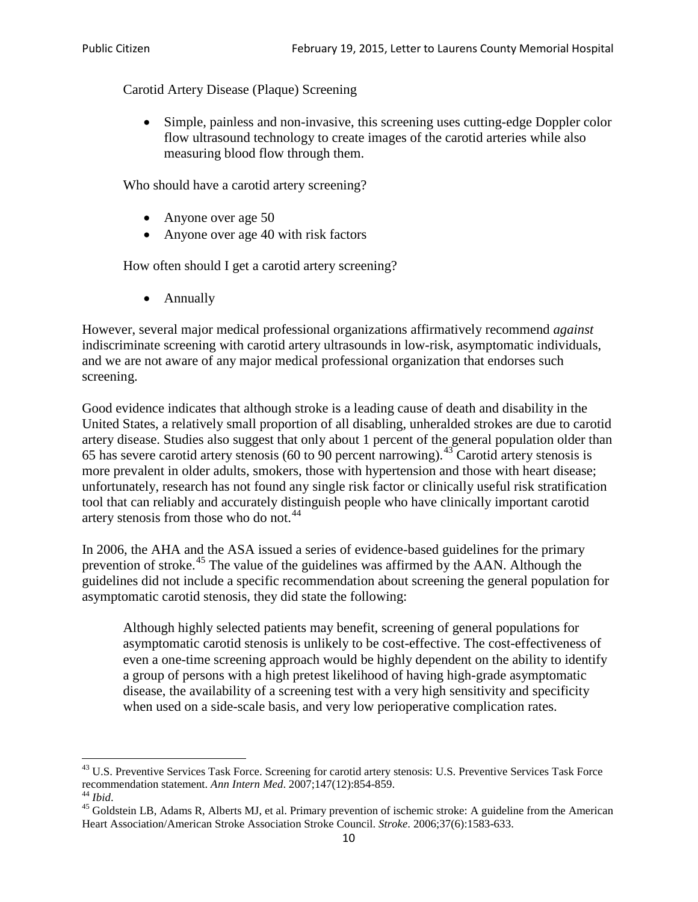Carotid Artery Disease (Plaque) Screening

- Simple, painless and non-invasive, this screening uses cutting-edge Doppler color flow ultrasound technology to create images of the carotid arteries while also measuring blood flow through them.

Who should have a carotid artery screening?

- Anyone over age 50
- Anyone over age 40 with risk factors

How often should I get a carotid artery screening?

- Annually

However, several major medical professional organizations affirmatively recommend *against* indiscriminate screening with carotid artery ultrasounds in low-risk, asymptomatic individuals, and we are not aware of any major medical professional organization that endorses such screening.

Good evidence indicates that although stroke is a leading cause of death and disability in the United States, a relatively small proportion of all disabling, unheralded strokes are due to carotid artery disease. Studies also suggest that only about 1 percent of the general population older than 65 has severe carotid artery stenosis (60 to 90 percent narrowing).[43] Carotid artery stenosis is more prevalent in older adults, smokers, those with hypertension and those with heart disease; unfortunately, research has not found any single risk factor or clinically useful risk stratification tool that can reliably and accurately distinguish people who have clinically important carotid artery stenosis from those who do not.[44]

In 2006, the AHA and the ASA issued a series of evidence-based guidelines for the primary prevention of stroke.[45] The value of the guidelines was affirmed by the AAN. Although the guidelines did not include a specific recommendation about screening the general population for asymptomatic carotid stenosis, they did state the following:

> Although highly selected patients may benefit, screening of general populations for asymptomatic carotid stenosis is unlikely to be cost-effective. The cost-effectiveness of even a one-time screening approach would be highly dependent on the ability to identify a group of persons with a high pretest likelihood of having high-grade asymptomatic disease, the availability of a screening test with a very high sensitivity and specificity when used on a side-scale basis, and very low perioperative complication rates.

---

[43] U.S. Preventive Services Task Force. Screening for carotid artery stenosis: U.S. Preventive Services Task Force recommendation statement. *Ann Intern Med*. 2007;147(12):854-859.

[44] *Ibid*.

[45] Goldstein LB, Adams R, Alberts MJ, et al. Primary prevention of ischemic stroke: A guideline from the American Heart Association/American Stroke Association Stroke Council. *Stroke*. 2006;37(6):1583-633.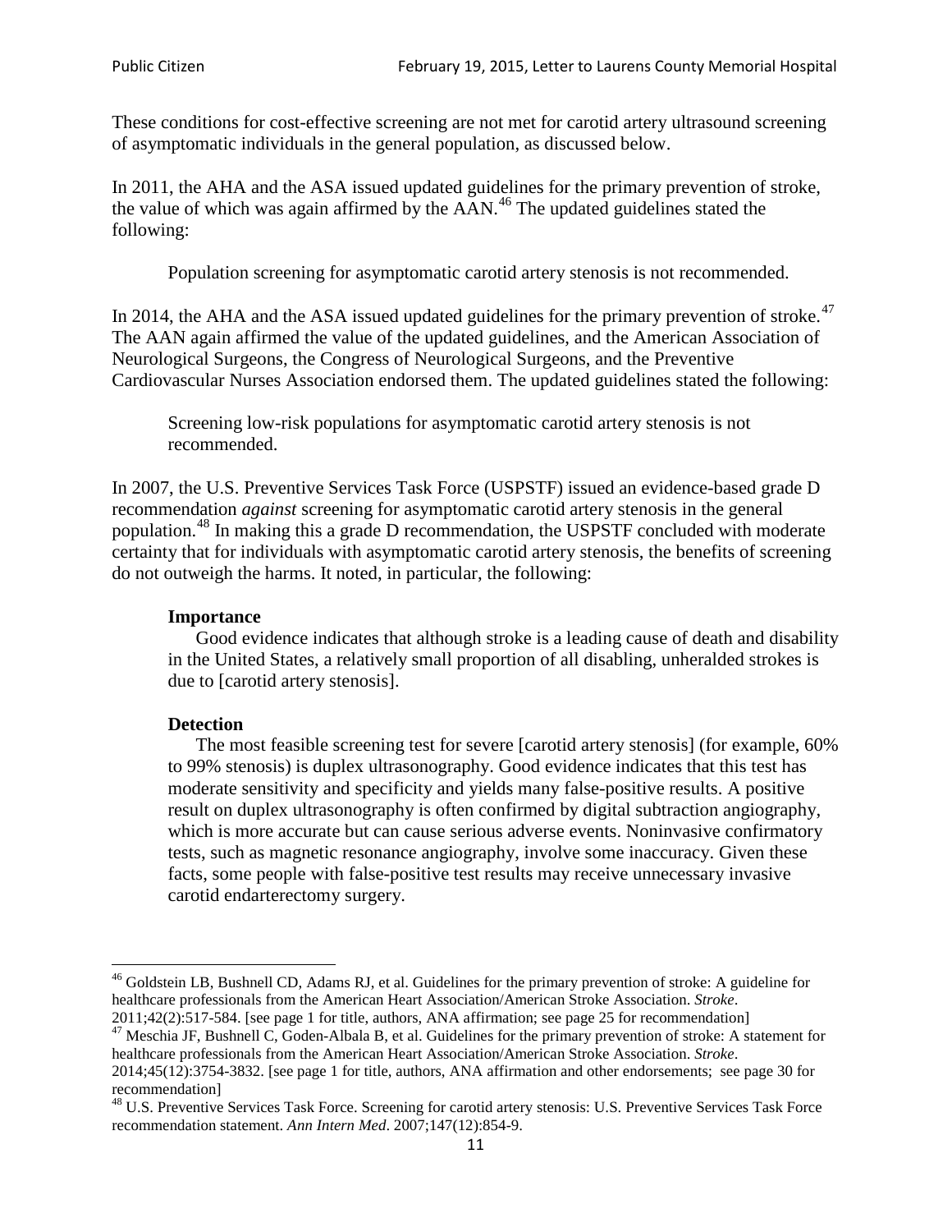These conditions for cost-effective screening are not met for carotid artery ultrasound screening of asymptomatic individuals in the general population, as discussed below.

In 2011, the AHA and the ASA issued updated guidelines for the primary prevention of stroke, the value of which was again affirmed by the AAN.[46] The updated guidelines stated the following:

> Population screening for asymptomatic carotid artery stenosis is not recommended.

In 2014, the AHA and the ASA issued updated guidelines for the primary prevention of stroke.[47] The AAN again affirmed the value of the updated guidelines, and the American Association of Neurological Surgeons, the Congress of Neurological Surgeons, and the Preventive Cardiovascular Nurses Association endorsed them. The updated guidelines stated the following:

> Screening low-risk populations for asymptomatic carotid artery stenosis is not recommended.

In 2007, the U.S. Preventive Services Task Force (USPSTF) issued an evidence-based grade D recommendation *against* screening for asymptomatic carotid artery stenosis in the general population.[48] In making this a grade D recommendation, the USPSTF concluded with moderate certainty that for individuals with asymptomatic carotid artery stenosis, the benefits of screening do not outweigh the harms. It noted, in particular, the following:

> **Importance**
>
> Good evidence indicates that although stroke is a leading cause of death and disability in the United States, a relatively small proportion of all disabling, unheralded strokes is due to [carotid artery stenosis].
>
> **Detection**
>
> The most feasible screening test for severe [carotid artery stenosis] (for example, 60% to 99% stenosis) is duplex ultrasonography. Good evidence indicates that this test has moderate sensitivity and specificity and yields many false-positive results. A positive result on duplex ultrasonography is often confirmed by digital subtraction angiography, which is more accurate but can cause serious adverse events. Noninvasive confirmatory tests, such as magnetic resonance angiography, involve some inaccuracy. Given these facts, some people with false-positive test results may receive unnecessary invasive carotid endarterectomy surgery.

---

[46] Goldstein LB, Bushnell CD, Adams RJ, et al. Guidelines for the primary prevention of stroke: A guideline for healthcare professionals from the American Heart Association/American Stroke Association. *Stroke*. 2011;42(2):517-584. [see page 1 for title, authors, ANA affirmation; see page 25 for recommendation]

[47] Meschia JF, Bushnell C, Goden-Albala B, et al. Guidelines for the primary prevention of stroke: A statement for healthcare professionals from the American Heart Association/American Stroke Association. *Stroke*. 2014;45(12):3754-3832. [see page 1 for title, authors, ANA affirmation and other endorsements; see page 30 for recommendation]

[48] U.S. Preventive Services Task Force. Screening for carotid artery stenosis: U.S. Preventive Services Task Force recommendation statement. *Ann Intern Med*. 2007;147(12):854-9.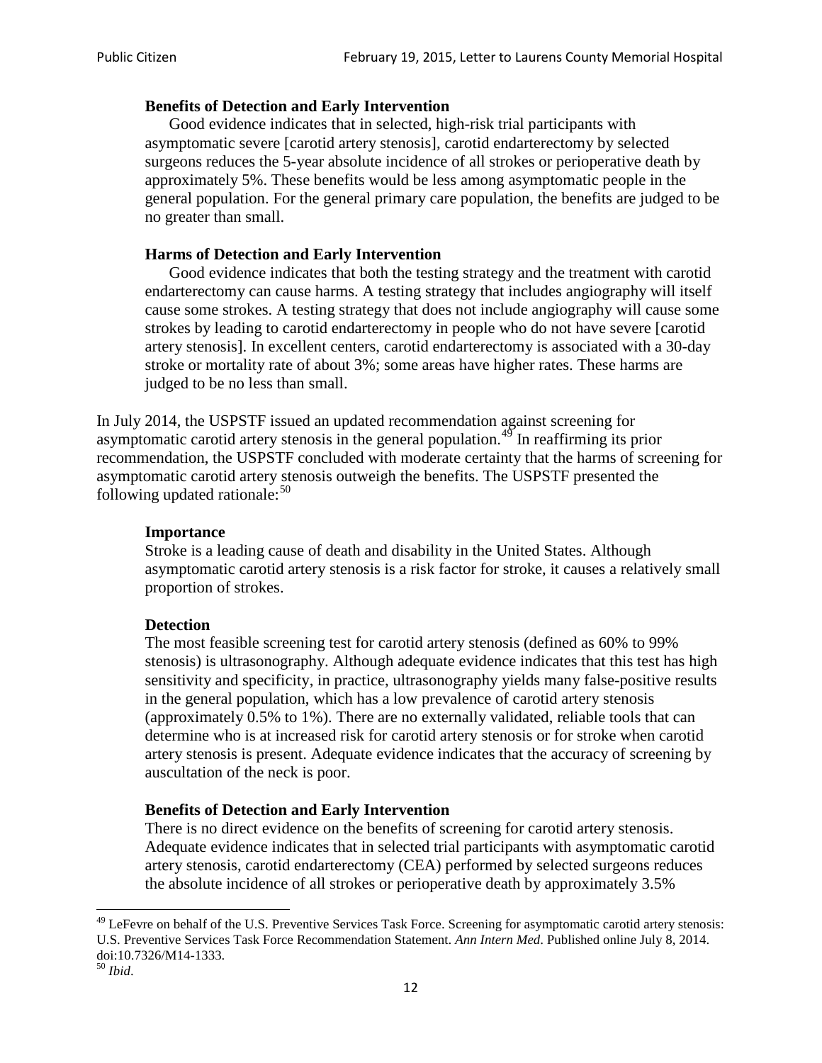> **Benefits of Detection and Early Intervention**
> Good evidence indicates that in selected, high-risk trial participants with asymptomatic severe [carotid artery stenosis], carotid endarterectomy by selected surgeons reduces the 5-year absolute incidence of all strokes or perioperative death by approximately 5%. These benefits would be less among asymptomatic people in the general population. For the general primary care population, the benefits are judged to be no greater than small.
>
> **Harms of Detection and Early Intervention**
> Good evidence indicates that both the testing strategy and the treatment with carotid endarterectomy can cause harms. A testing strategy that includes angiography will itself cause some strokes. A testing strategy that does not include angiography will cause some strokes by leading to carotid endarterectomy in people who do not have severe [carotid artery stenosis]. In excellent centers, carotid endarterectomy is associated with a 30-day stroke or mortality rate of about 3%; some areas have higher rates. These harms are judged to be no less than small.

In July 2014, the USPSTF issued an updated recommendation against screening for asymptomatic carotid artery stenosis in the general population.[49] In reaffirming its prior recommendation, the USPSTF concluded with moderate certainty that the harms of screening for asymptomatic carotid artery stenosis outweigh the benefits. The USPSTF presented the following updated rationale:[50]

> **Importance**
> Stroke is a leading cause of death and disability in the United States. Although asymptomatic carotid artery stenosis is a risk factor for stroke, it causes a relatively small proportion of strokes.
>
> **Detection**
> The most feasible screening test for carotid artery stenosis (defined as 60% to 99% stenosis) is ultrasonography. Although adequate evidence indicates that this test has high sensitivity and specificity, in practice, ultrasonography yields many false-positive results in the general population, which has a low prevalence of carotid artery stenosis (approximately 0.5% to 1%). There are no externally validated, reliable tools that can determine who is at increased risk for carotid artery stenosis or for stroke when carotid artery stenosis is present. Adequate evidence indicates that the accuracy of screening by auscultation of the neck is poor.
>
> **Benefits of Detection and Early Intervention**
> There is no direct evidence on the benefits of screening for carotid artery stenosis. Adequate evidence indicates that in selected trial participants with asymptomatic carotid artery stenosis, carotid endarterectomy (CEA) performed by selected surgeons reduces the absolute incidence of all strokes or perioperative death by approximately 3.5%

[49] LeFevre on behalf of the U.S. Preventive Services Task Force. Screening for asymptomatic carotid artery stenosis: U.S. Preventive Services Task Force Recommendation Statement. *Ann Intern Med*. Published online July 8, 2014. doi:10.7326/M14-1333.

[50] *Ibid*.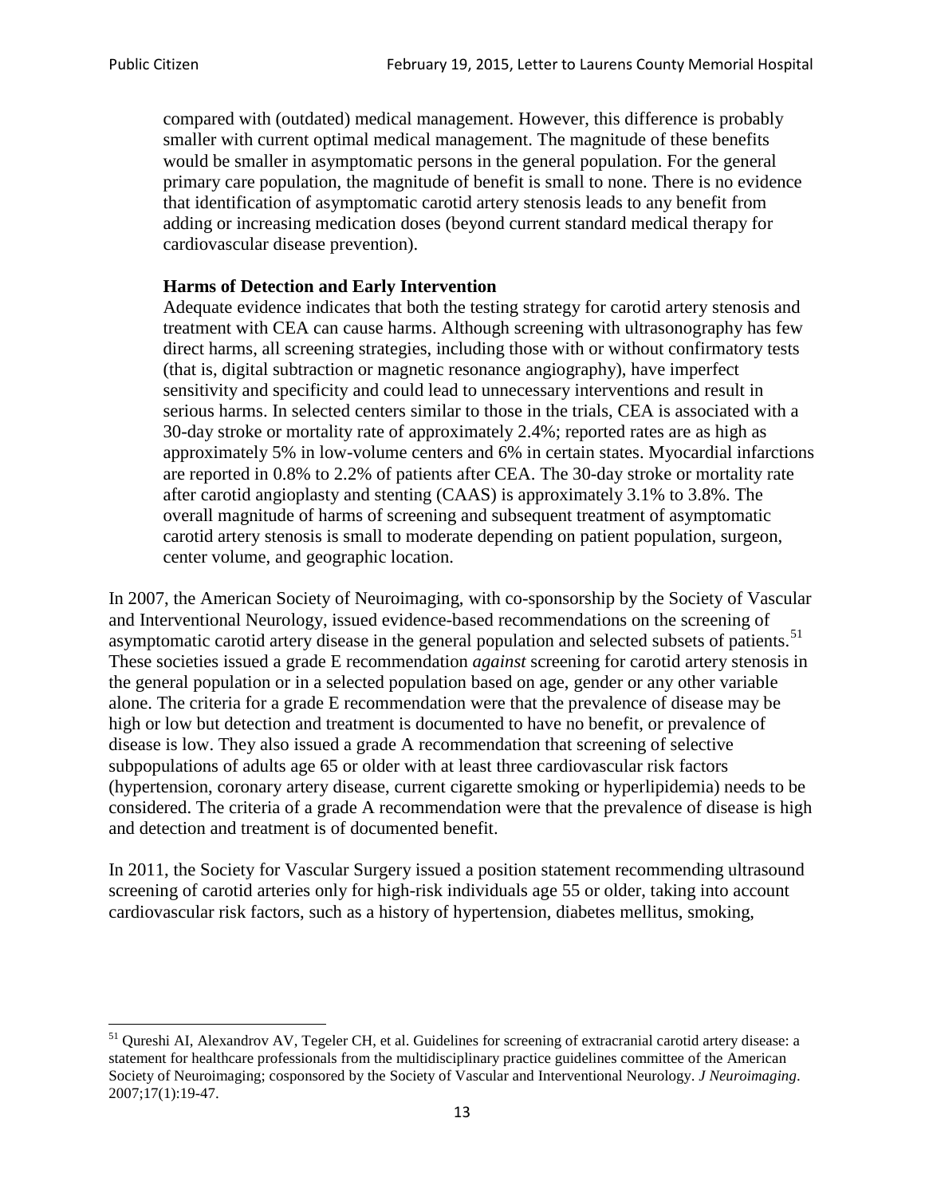compared with (outdated) medical management. However, this difference is probably smaller with current optimal medical management. The magnitude of these benefits would be smaller in asymptomatic persons in the general population. For the general primary care population, the magnitude of benefit is small to none. There is no evidence that identification of asymptomatic carotid artery stenosis leads to any benefit from adding or increasing medication doses (beyond current standard medical therapy for cardiovascular disease prevention).

> **Harms of Detection and Early Intervention**
> Adequate evidence indicates that both the testing strategy for carotid artery stenosis and treatment with CEA can cause harms. Although screening with ultrasonography has few direct harms, all screening strategies, including those with or without confirmatory tests (that is, digital subtraction or magnetic resonance angiography), have imperfect sensitivity and specificity and could lead to unnecessary interventions and result in serious harms. In selected centers similar to those in the trials, CEA is associated with a 30-day stroke or mortality rate of approximately 2.4%; reported rates are as high as approximately 5% in low-volume centers and 6% in certain states. Myocardial infarctions are reported in 0.8% to 2.2% of patients after CEA. The 30-day stroke or mortality rate after carotid angioplasty and stenting (CAAS) is approximately 3.1% to 3.8%. The overall magnitude of harms of screening and subsequent treatment of asymptomatic carotid artery stenosis is small to moderate depending on patient population, surgeon, center volume, and geographic location.

In 2007, the American Society of Neuroimaging, with co-sponsorship by the Society of Vascular and Interventional Neurology, issued evidence-based recommendations on the screening of asymptomatic carotid artery disease in the general population and selected subsets of patients.[51] These societies issued a grade E recommendation *against* screening for carotid artery stenosis in the general population or in a selected population based on age, gender or any other variable alone. The criteria for a grade E recommendation were that the prevalence of disease may be high or low but detection and treatment is documented to have no benefit, or prevalence of disease is low. They also issued a grade A recommendation that screening of selective subpopulations of adults age 65 or older with at least three cardiovascular risk factors (hypertension, coronary artery disease, current cigarette smoking or hyperlipidemia) needs to be considered. The criteria of a grade A recommendation were that the prevalence of disease is high and detection and treatment is of documented benefit.

In 2011, the Society for Vascular Surgery issued a position statement recommending ultrasound screening of carotid arteries only for high-risk individuals age 55 or older, taking into account cardiovascular risk factors, such as a history of hypertension, diabetes mellitus, smoking,

[51] Qureshi AI, Alexandrov AV, Tegeler CH, et al. Guidelines for screening of extracranial carotid artery disease: a statement for healthcare professionals from the multidisciplinary practice guidelines committee of the American Society of Neuroimaging; cosponsored by the Society of Vascular and Interventional Neurology. *J Neuroimaging*. 2007;17(1):19-47.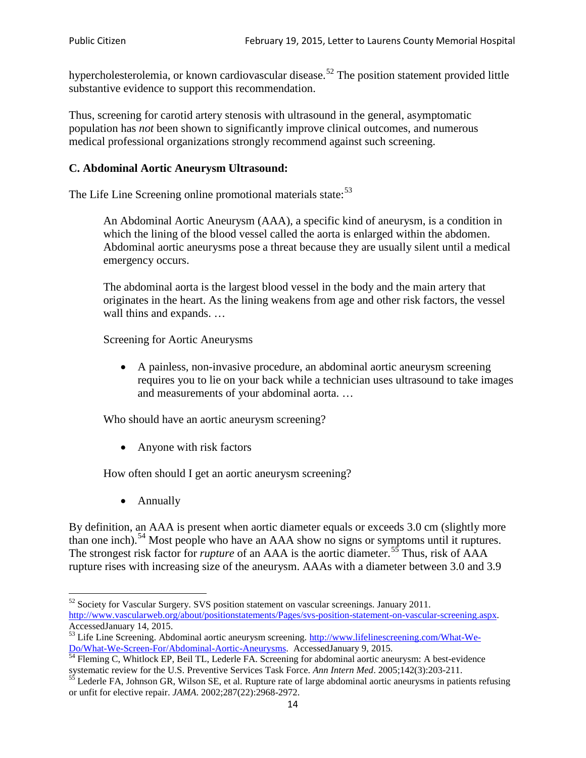hypercholesterolemia, or known cardiovascular disease.[52] The position statement provided little substantive evidence to support this recommendation.

Thus, screening for carotid artery stenosis with ultrasound in the general, asymptomatic population has *not* been shown to significantly improve clinical outcomes, and numerous medical professional organizations strongly recommend against such screening.

### C. Abdominal Aortic Aneurysm Ultrasound:

The Life Line Screening online promotional materials state:[53]

> An Abdominal Aortic Aneurysm (AAA), a specific kind of aneurysm, is a condition in which the lining of the blood vessel called the aorta is enlarged within the abdomen. Abdominal aortic aneurysms pose a threat because they are usually silent until a medical emergency occurs.
>
> The abdominal aorta is the largest blood vessel in the body and the main artery that originates in the heart. As the lining weakens from age and other risk factors, the vessel wall thins and expands. …
>
> Screening for Aortic Aneurysms
>
> - A painless, non-invasive procedure, an abdominal aortic aneurysm screening requires you to lie on your back while a technician uses ultrasound to take images and measurements of your abdominal aorta. …
>
> Who should have an aortic aneurysm screening?
>
> - Anyone with risk factors
>
> How often should I get an aortic aneurysm screening?
>
> - Annually

By definition, an AAA is present when aortic diameter equals or exceeds 3.0 cm (slightly more than one inch).[54] Most people who have an AAA show no signs or symptoms until it ruptures. The strongest risk factor for *rupture* of an AAA is the aortic diameter.[55] Thus, risk of AAA rupture rises with increasing size of the aneurysm. AAAs with a diameter between 3.0 and 3.9

---

[52] Society for Vascular Surgery. SVS position statement on vascular screenings. January 2011. http://www.vascularweb.org/about/positionstatements/Pages/svs-position-statement-on-vascular-screening.aspx. AccessedJanuary 14, 2015.

[53] Life Line Screening. Abdominal aortic aneurysm screening. http://www.lifelinescreening.com/What-We-Do/What-We-Screen-For/Abdominal-Aortic-Aneurysms. AccessedJanuary 9, 2015.

[54] Fleming C, Whitlock EP, Beil TL, Lederle FA. Screening for abdominal aortic aneurysm: A best-evidence systematic review for the U.S. Preventive Services Task Force. *Ann Intern Med*. 2005;142(3):203-211.

[55] Lederle FA, Johnson GR, Wilson SE, et al. Rupture rate of large abdominal aortic aneurysms in patients refusing or unfit for elective repair. *JAMA*. 2002;287(22):2968-2972.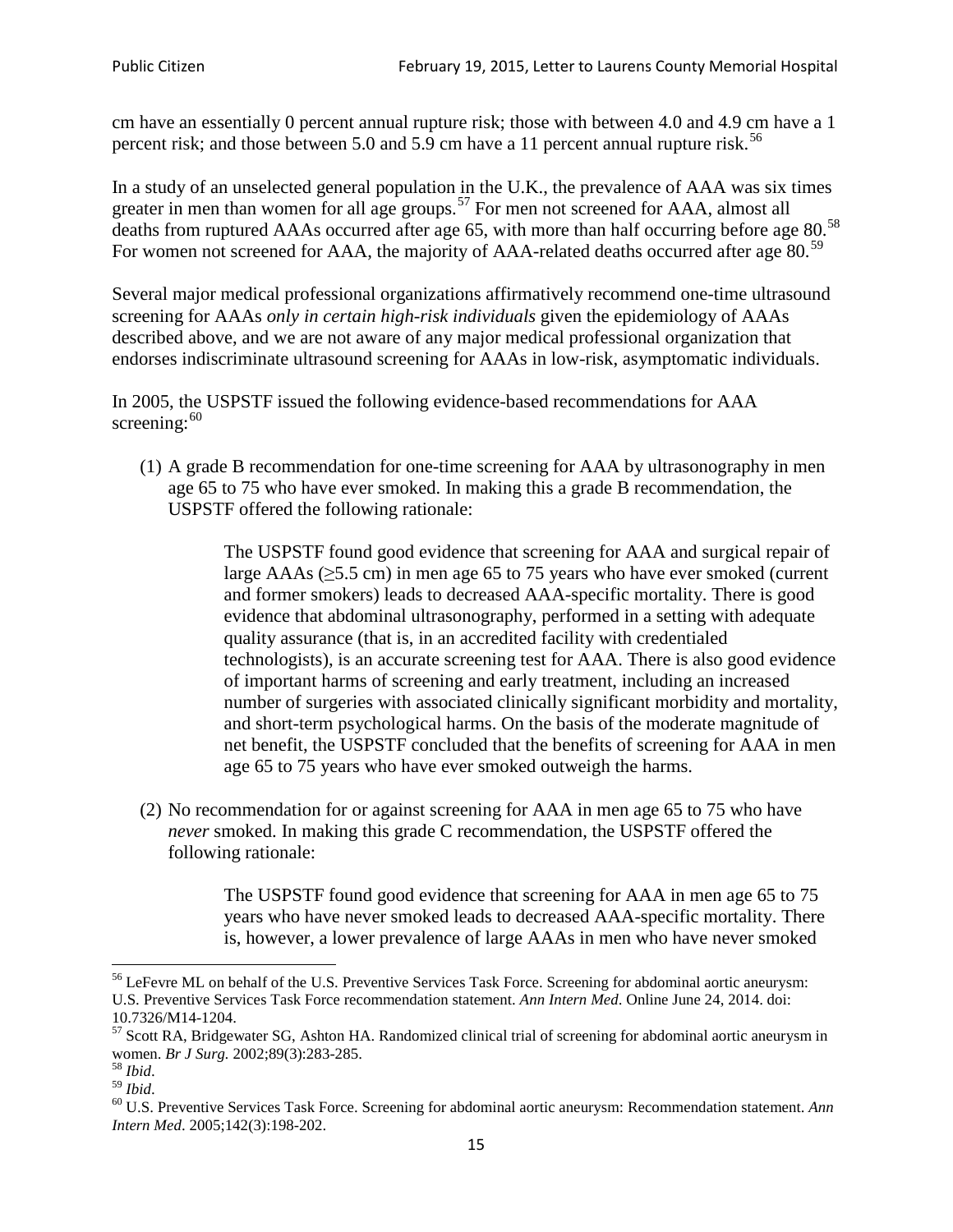cm have an essentially 0 percent annual rupture risk; those with between 4.0 and 4.9 cm have a 1 percent risk; and those between 5.0 and 5.9 cm have a 11 percent annual rupture risk.[56]

In a study of an unselected general population in the U.K., the prevalence of AAA was six times greater in men than women for all age groups.[57] For men not screened for AAA, almost all deaths from ruptured AAAs occurred after age 65, with more than half occurring before age 80.[58] For women not screened for AAA, the majority of AAA-related deaths occurred after age 80.[59]

Several major medical professional organizations affirmatively recommend one-time ultrasound screening for AAAs *only in certain high-risk individuals* given the epidemiology of AAAs described above, and we are not aware of any major medical professional organization that endorses indiscriminate ultrasound screening for AAAs in low-risk, asymptomatic individuals.

In 2005, the USPSTF issued the following evidence-based recommendations for AAA screening:[60]

(1) A grade B recommendation for one-time screening for AAA by ultrasonography in men age 65 to 75 who have ever smoked. In making this a grade B recommendation, the USPSTF offered the following rationale:

> The USPSTF found good evidence that screening for AAA and surgical repair of large AAAs (≥5.5 cm) in men age 65 to 75 years who have ever smoked (current and former smokers) leads to decreased AAA-specific mortality. There is good evidence that abdominal ultrasonography, performed in a setting with adequate quality assurance (that is, in an accredited facility with credentialed technologists), is an accurate screening test for AAA. There is also good evidence of important harms of screening and early treatment, including an increased number of surgeries with associated clinically significant morbidity and mortality, and short-term psychological harms. On the basis of the moderate magnitude of net benefit, the USPSTF concluded that the benefits of screening for AAA in men age 65 to 75 years who have ever smoked outweigh the harms.

(2) No recommendation for or against screening for AAA in men age 65 to 75 who have *never* smoked. In making this grade C recommendation, the USPSTF offered the following rationale:

> The USPSTF found good evidence that screening for AAA in men age 65 to 75 years who have never smoked leads to decreased AAA-specific mortality. There is, however, a lower prevalence of large AAAs in men who have never smoked

---

[56] LeFevre ML on behalf of the U.S. Preventive Services Task Force. Screening for abdominal aortic aneurysm: U.S. Preventive Services Task Force recommendation statement. *Ann Intern Med*. Online June 24, 2014. doi: 10.7326/M14-1204.

[57] Scott RA, Bridgewater SG, Ashton HA. Randomized clinical trial of screening for abdominal aortic aneurysm in women. *Br J Surg.* 2002;89(3):283-285.

[58] *Ibid*.

[59] *Ibid*.

[60] U.S. Preventive Services Task Force. Screening for abdominal aortic aneurysm: Recommendation statement. *Ann Intern Med*. 2005;142(3):198-202.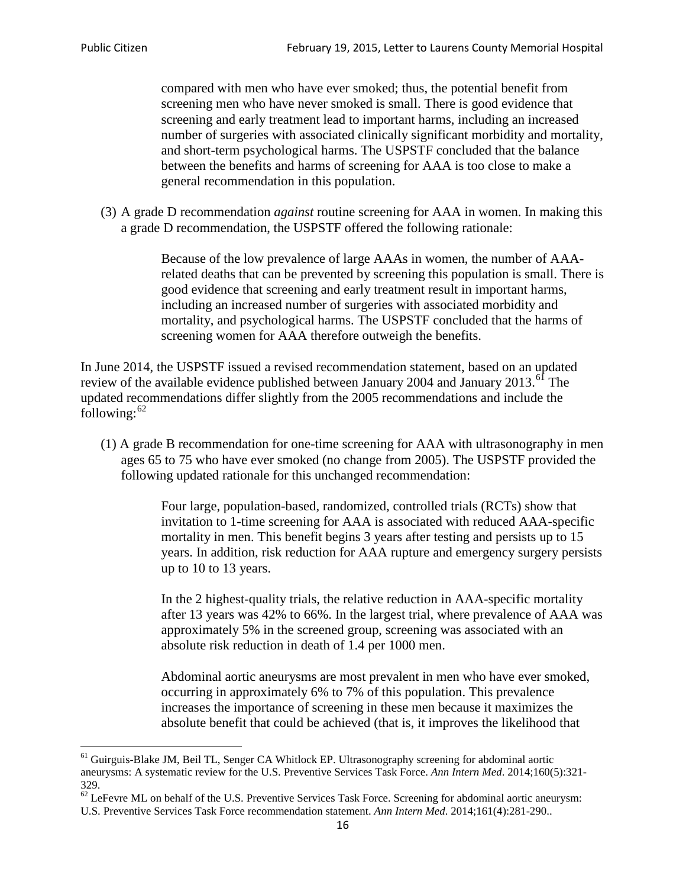compared with men who have ever smoked; thus, the potential benefit from screening men who have never smoked is small. There is good evidence that screening and early treatment lead to important harms, including an increased number of surgeries with associated clinically significant morbidity and mortality, and short-term psychological harms. The USPSTF concluded that the balance between the benefits and harms of screening for AAA is too close to make a general recommendation in this population.

(3) A grade D recommendation *against* routine screening for AAA in women. In making this a grade D recommendation, the USPSTF offered the following rationale:

> Because of the low prevalence of large AAAs in women, the number of AAA-related deaths that can be prevented by screening this population is small. There is good evidence that screening and early treatment result in important harms, including an increased number of surgeries with associated morbidity and mortality, and psychological harms. The USPSTF concluded that the harms of screening women for AAA therefore outweigh the benefits.

In June 2014, the USPSTF issued a revised recommendation statement, based on an updated review of the available evidence published between January 2004 and January 2013.[61] The updated recommendations differ slightly from the 2005 recommendations and include the following:[62]

(1) A grade B recommendation for one-time screening for AAA with ultrasonography in men ages 65 to 75 who have ever smoked (no change from 2005). The USPSTF provided the following updated rationale for this unchanged recommendation:

> Four large, population-based, randomized, controlled trials (RCTs) show that invitation to 1-time screening for AAA is associated with reduced AAA-specific mortality in men. This benefit begins 3 years after testing and persists up to 15 years. In addition, risk reduction for AAA rupture and emergency surgery persists up to 10 to 13 years.
>
> In the 2 highest-quality trials, the relative reduction in AAA-specific mortality after 13 years was 42% to 66%. In the largest trial, where prevalence of AAA was approximately 5% in the screened group, screening was associated with an absolute risk reduction in death of 1.4 per 1000 men.
>
> Abdominal aortic aneurysms are most prevalent in men who have ever smoked, occurring in approximately 6% to 7% of this population. This prevalence increases the importance of screening in these men because it maximizes the absolute benefit that could be achieved (that is, it improves the likelihood that

---

[61] Guirguis-Blake JM, Beil TL, Senger CA Whitlock EP. Ultrasonography screening for abdominal aortic aneurysms: A systematic review for the U.S. Preventive Services Task Force. *Ann Intern Med*. 2014;160(5):321-329.

[62] LeFevre ML on behalf of the U.S. Preventive Services Task Force. Screening for abdominal aortic aneurysm: U.S. Preventive Services Task Force recommendation statement. *Ann Intern Med*. 2014;161(4):281-290..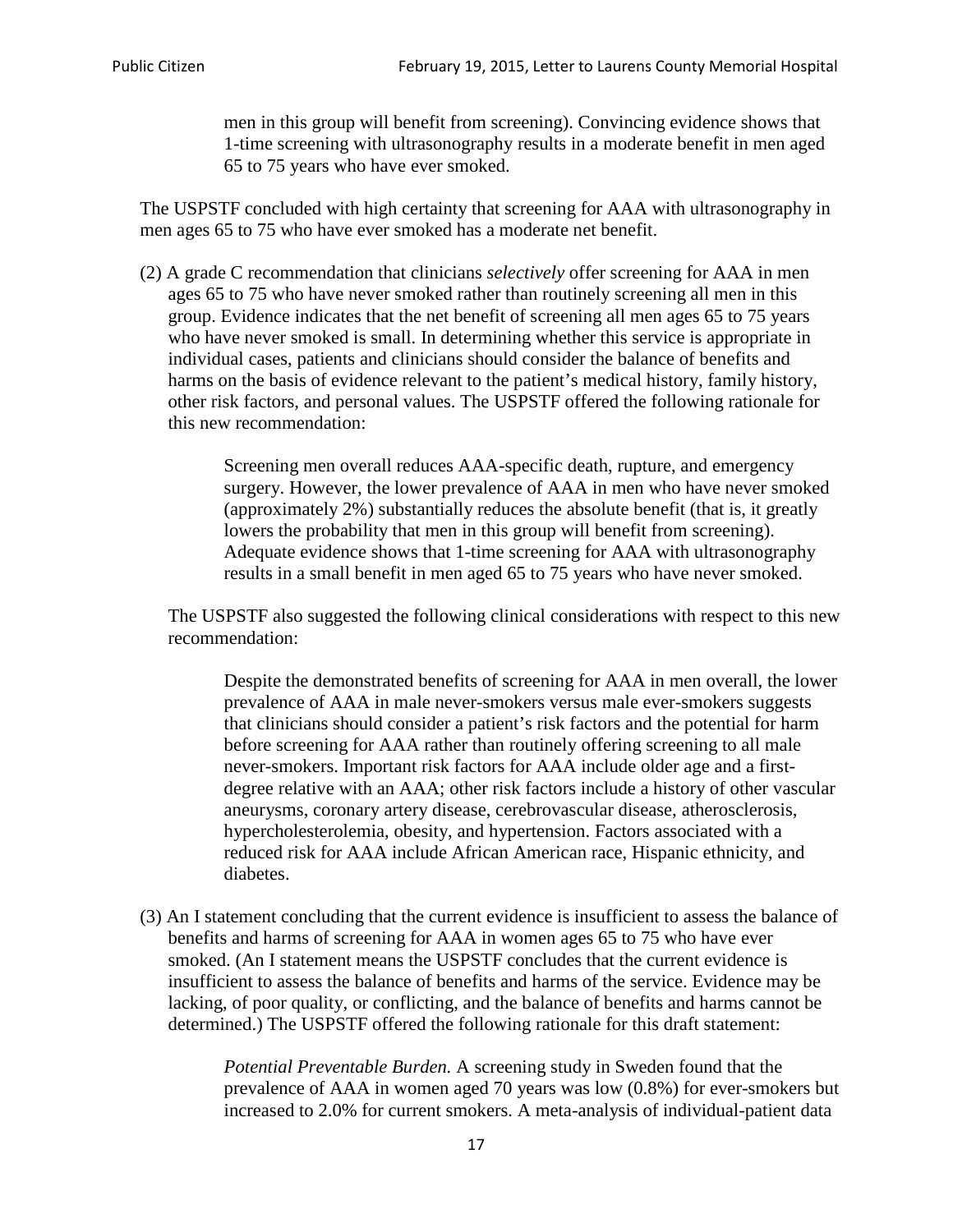> men in this group will benefit from screening). Convincing evidence shows that 1-time screening with ultrasonography results in a moderate benefit in men aged 65 to 75 years who have ever smoked.

The USPSTF concluded with high certainty that screening for AAA with ultrasonography in men ages 65 to 75 who have ever smoked has a moderate net benefit.

(2) A grade C recommendation that clinicians *selectively* offer screening for AAA in men ages 65 to 75 who have never smoked rather than routinely screening all men in this group. Evidence indicates that the net benefit of screening all men ages 65 to 75 years who have never smoked is small. In determining whether this service is appropriate in individual cases, patients and clinicians should consider the balance of benefits and harms on the basis of evidence relevant to the patient's medical history, family history, other risk factors, and personal values. The USPSTF offered the following rationale for this new recommendation:

> Screening men overall reduces AAA-specific death, rupture, and emergency surgery. However, the lower prevalence of AAA in men who have never smoked (approximately 2%) substantially reduces the absolute benefit (that is, it greatly lowers the probability that men in this group will benefit from screening). Adequate evidence shows that 1-time screening for AAA with ultrasonography results in a small benefit in men aged 65 to 75 years who have never smoked.

The USPSTF also suggested the following clinical considerations with respect to this new recommendation:

> Despite the demonstrated benefits of screening for AAA in men overall, the lower prevalence of AAA in male never-smokers versus male ever-smokers suggests that clinicians should consider a patient's risk factors and the potential for harm before screening for AAA rather than routinely offering screening to all male never-smokers. Important risk factors for AAA include older age and a first-degree relative with an AAA; other risk factors include a history of other vascular aneurysms, coronary artery disease, cerebrovascular disease, atherosclerosis, hypercholesterolemia, obesity, and hypertension. Factors associated with a reduced risk for AAA include African American race, Hispanic ethnicity, and diabetes.

(3) An I statement concluding that the current evidence is insufficient to assess the balance of benefits and harms of screening for AAA in women ages 65 to 75 who have ever smoked. (An I statement means the USPSTF concludes that the current evidence is insufficient to assess the balance of benefits and harms of the service. Evidence may be lacking, of poor quality, or conflicting, and the balance of benefits and harms cannot be determined.) The USPSTF offered the following rationale for this draft statement:

> *Potential Preventable Burden.* A screening study in Sweden found that the prevalence of AAA in women aged 70 years was low (0.8%) for ever-smokers but increased to 2.0% for current smokers. A meta-analysis of individual-patient data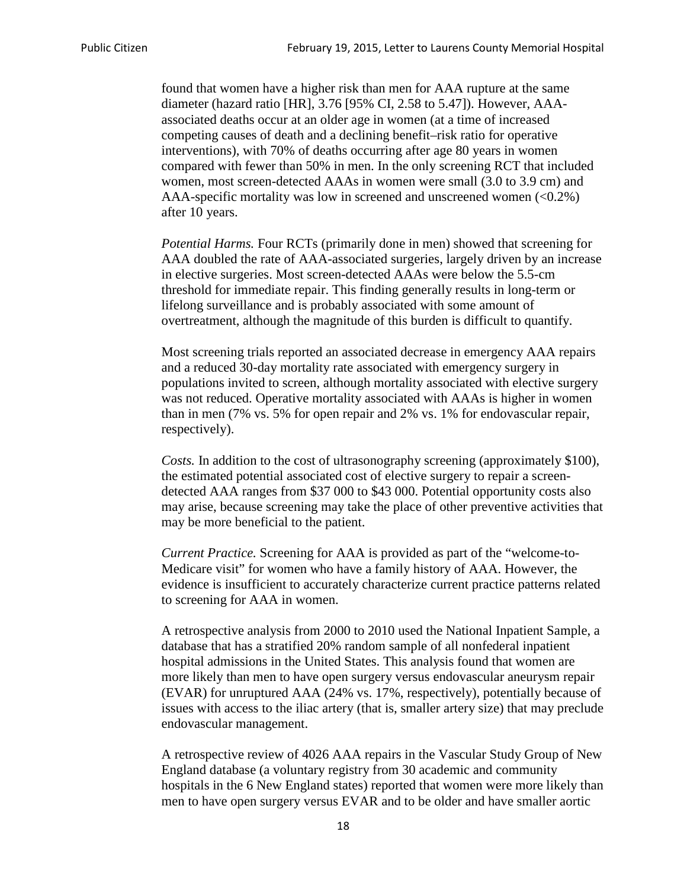found that women have a higher risk than men for AAA rupture at the same diameter (hazard ratio [HR], 3.76 [95% CI, 2.58 to 5.47]). However, AAA-associated deaths occur at an older age in women (at a time of increased competing causes of death and a declining benefit–risk ratio for operative interventions), with 70% of deaths occurring after age 80 years in women compared with fewer than 50% in men. In the only screening RCT that included women, most screen-detected AAAs in women were small (3.0 to 3.9 cm) and AAA-specific mortality was low in screened and unscreened women (<0.2%) after 10 years.

*Potential Harms.* Four RCTs (primarily done in men) showed that screening for AAA doubled the rate of AAA-associated surgeries, largely driven by an increase in elective surgeries. Most screen-detected AAAs were below the 5.5-cm threshold for immediate repair. This finding generally results in long-term or lifelong surveillance and is probably associated with some amount of overtreatment, although the magnitude of this burden is difficult to quantify.

Most screening trials reported an associated decrease in emergency AAA repairs and a reduced 30-day mortality rate associated with emergency surgery in populations invited to screen, although mortality associated with elective surgery was not reduced. Operative mortality associated with AAAs is higher in women than in men (7% vs. 5% for open repair and 2% vs. 1% for endovascular repair, respectively).

*Costs.* In addition to the cost of ultrasonography screening (approximately $100), the estimated potential associated cost of elective surgery to repair a screen-detected AAA ranges from $37 000 to $43 000. Potential opportunity costs also may arise, because screening may take the place of other preventive activities that may be more beneficial to the patient.

*Current Practice.* Screening for AAA is provided as part of the "welcome-to-Medicare visit" for women who have a family history of AAA. However, the evidence is insufficient to accurately characterize current practice patterns related to screening for AAA in women.

A retrospective analysis from 2000 to 2010 used the National Inpatient Sample, a database that has a stratified 20% random sample of all nonfederal inpatient hospital admissions in the United States. This analysis found that women are more likely than men to have open surgery versus endovascular aneurysm repair (EVAR) for unruptured AAA (24% vs. 17%, respectively), potentially because of issues with access to the iliac artery (that is, smaller artery size) that may preclude endovascular management.

A retrospective review of 4026 AAA repairs in the Vascular Study Group of New England database (a voluntary registry from 30 academic and community hospitals in the 6 New England states) reported that women were more likely than men to have open surgery versus EVAR and to be older and have smaller aortic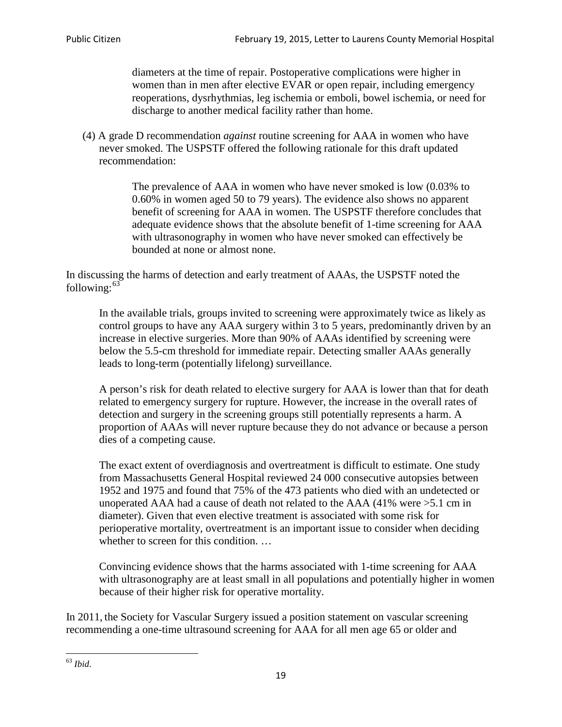diameters at the time of repair. Postoperative complications were higher in women than in men after elective EVAR or open repair, including emergency reoperations, dysrhythmias, leg ischemia or emboli, bowel ischemia, or need for discharge to another medical facility rather than home.

(4) A grade D recommendation *against* routine screening for AAA in women who have never smoked. The USPSTF offered the following rationale for this draft updated recommendation:

> The prevalence of AAA in women who have never smoked is low (0.03% to 0.60% in women aged 50 to 79 years). The evidence also shows no apparent benefit of screening for AAA in women. The USPSTF therefore concludes that adequate evidence shows that the absolute benefit of 1-time screening for AAA with ultrasonography in women who have never smoked can effectively be bounded at none or almost none.

In discussing the harms of detection and early treatment of AAAs, the USPSTF noted the following:[63]

> In the available trials, groups invited to screening were approximately twice as likely as control groups to have any AAA surgery within 3 to 5 years, predominantly driven by an increase in elective surgeries. More than 90% of AAAs identified by screening were below the 5.5-cm threshold for immediate repair. Detecting smaller AAAs generally leads to long-term (potentially lifelong) surveillance.
>
> A person's risk for death related to elective surgery for AAA is lower than that for death related to emergency surgery for rupture. However, the increase in the overall rates of detection and surgery in the screening groups still potentially represents a harm. A proportion of AAAs will never rupture because they do not advance or because a person dies of a competing cause.
>
> The exact extent of overdiagnosis and overtreatment is difficult to estimate. One study from Massachusetts General Hospital reviewed 24 000 consecutive autopsies between 1952 and 1975 and found that 75% of the 473 patients who died with an undetected or unoperated AAA had a cause of death not related to the AAA (41% were >5.1 cm in diameter). Given that even elective treatment is associated with some risk for perioperative mortality, overtreatment is an important issue to consider when deciding whether to screen for this condition. …
>
> Convincing evidence shows that the harms associated with 1-time screening for AAA with ultrasonography are at least small in all populations and potentially higher in women because of their higher risk for operative mortality.

In 2011, the Society for Vascular Surgery issued a position statement on vascular screening recommending a one-time ultrasound screening for AAA for all men age 65 or older and

[63] *Ibid*.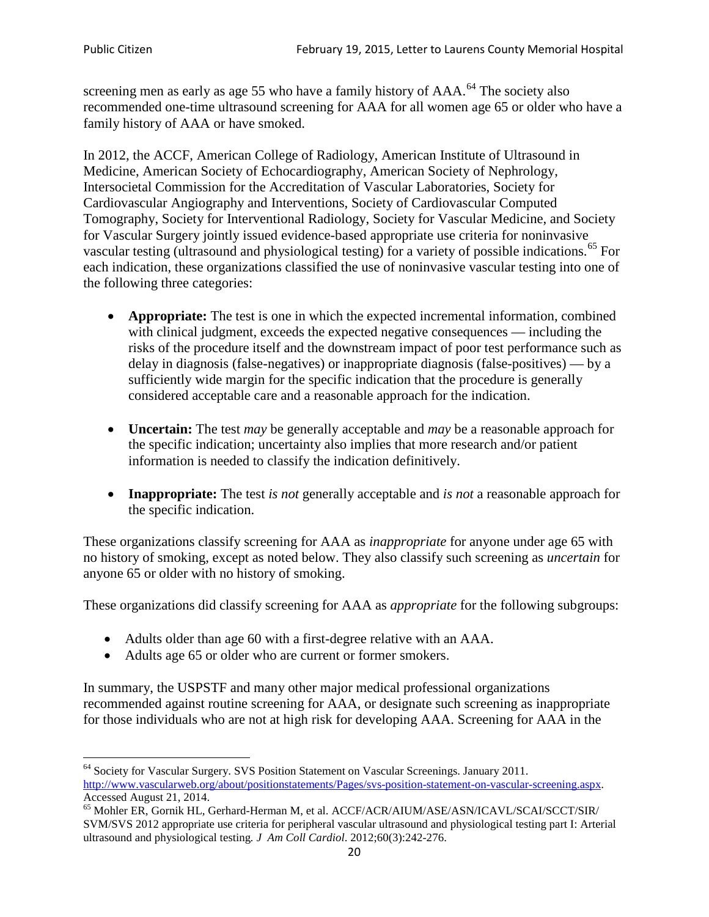screening men as early as age 55 who have a family history of AAA.[64] The society also recommended one-time ultrasound screening for AAA for all women age 65 or older who have a family history of AAA or have smoked.

In 2012, the ACCF, American College of Radiology, American Institute of Ultrasound in Medicine, American Society of Echocardiography, American Society of Nephrology, Intersocietal Commission for the Accreditation of Vascular Laboratories, Society for Cardiovascular Angiography and Interventions, Society of Cardiovascular Computed Tomography, Society for Interventional Radiology, Society for Vascular Medicine, and Society for Vascular Surgery jointly issued evidence-based appropriate use criteria for noninvasive vascular testing (ultrasound and physiological testing) for a variety of possible indications.[65] For each indication, these organizations classified the use of noninvasive vascular testing into one of the following three categories:

- **Appropriate:** The test is one in which the expected incremental information, combined with clinical judgment, exceeds the expected negative consequences — including the risks of the procedure itself and the downstream impact of poor test performance such as delay in diagnosis (false-negatives) or inappropriate diagnosis (false-positives) — by a sufficiently wide margin for the specific indication that the procedure is generally considered acceptable care and a reasonable approach for the indication.

- **Uncertain:** The test *may* be generally acceptable and *may* be a reasonable approach for the specific indication; uncertainty also implies that more research and/or patient information is needed to classify the indication definitively.

- **Inappropriate:** The test *is not* generally acceptable and *is not* a reasonable approach for the specific indication.

These organizations classify screening for AAA as *inappropriate* for anyone under age 65 with no history of smoking, except as noted below. They also classify such screening as *uncertain* for anyone 65 or older with no history of smoking.

These organizations did classify screening for AAA as *appropriate* for the following subgroups:

- Adults older than age 60 with a first-degree relative with an AAA.
- Adults age 65 or older who are current or former smokers.

In summary, the USPSTF and many other major medical professional organizations recommended against routine screening for AAA, or designate such screening as inappropriate for those individuals who are not at high risk for developing AAA. Screening for AAA in the

---

[64] Society for Vascular Surgery. SVS Position Statement on Vascular Screenings. January 2011. http://www.vascularweb.org/about/positionstatements/Pages/svs-position-statement-on-vascular-screening.aspx. Accessed August 21, 2014.

[65] Mohler ER, Gornik HL, Gerhard-Herman M, et al. ACCF/ACR/AIUM/ASE/ASN/ICAVL/SCAI/SCCT/SIR/SVM/SVS 2012 appropriate use criteria for peripheral vascular ultrasound and physiological testing part I: Arterial ultrasound and physiological testing*. J Am Coll Cardiol*. 2012;60(3):242-276.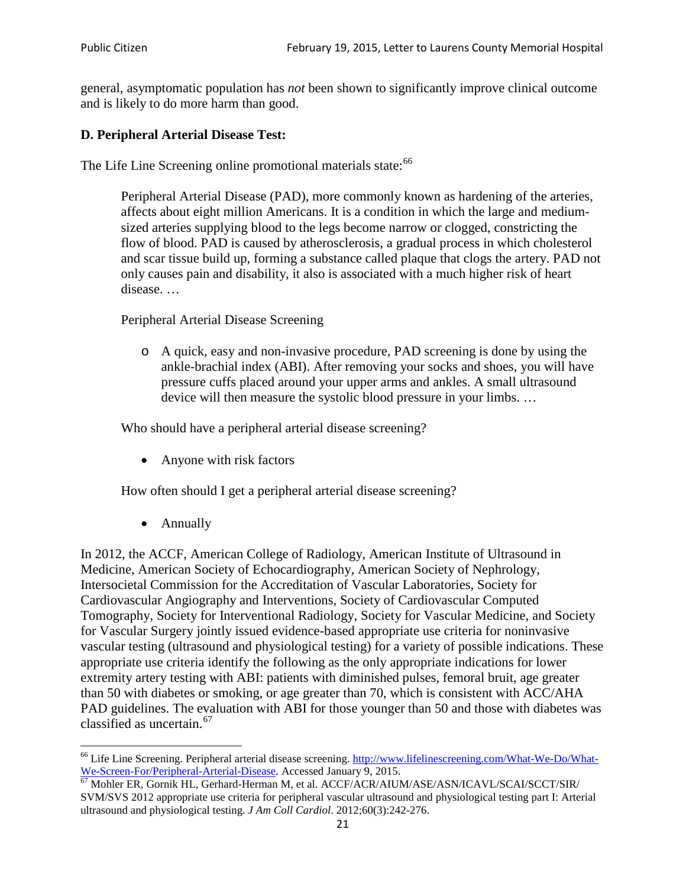general, asymptomatic population has *not* been shown to significantly improve clinical outcome and is likely to do more harm than good.

### D. Peripheral Arterial Disease Test:

The Life Line Screening online promotional materials state:[66]

> Peripheral Arterial Disease (PAD), more commonly known as hardening of the arteries, affects about eight million Americans. It is a condition in which the large and medium-sized arteries supplying blood to the legs become narrow or clogged, constricting the flow of blood. PAD is caused by atherosclerosis, a gradual process in which cholesterol and scar tissue build up, forming a substance called plaque that clogs the artery. PAD not only causes pain and disability, it also is associated with a much higher risk of heart disease. …
>
> Peripheral Arterial Disease Screening
>
> - A quick, easy and non-invasive procedure, PAD screening is done by using the ankle-brachial index (ABI). After removing your socks and shoes, you will have pressure cuffs placed around your upper arms and ankles. A small ultrasound device will then measure the systolic blood pressure in your limbs. …
>
> Who should have a peripheral arterial disease screening?
>
> - Anyone with risk factors
>
> How often should I get a peripheral arterial disease screening?
>
> - Annually

In 2012, the ACCF, American College of Radiology, American Institute of Ultrasound in Medicine, American Society of Echocardiography, American Society of Nephrology, Intersocietal Commission for the Accreditation of Vascular Laboratories, Society for Cardiovascular Angiography and Interventions, Society of Cardiovascular Computed Tomography, Society for Interventional Radiology, Society for Vascular Medicine, and Society for Vascular Surgery jointly issued evidence-based appropriate use criteria for noninvasive vascular testing (ultrasound and physiological testing) for a variety of possible indications. These appropriate use criteria identify the following as the only appropriate indications for lower extremity artery testing with ABI: patients with diminished pulses, femoral bruit, age greater than 50 with diabetes or smoking, or age greater than 70, which is consistent with ACC/AHA PAD guidelines. The evaluation with ABI for those younger than 50 and those with diabetes was classified as uncertain.[67]

---

[66] Life Line Screening. Peripheral arterial disease screening. http://www.lifelinescreening.com/What-We-Do/What-We-Screen-For/Peripheral-Arterial-Disease. Accessed January 9, 2015.

[67] Mohler ER, Gornik HL, Gerhard-Herman M, et al. ACCF/ACR/AIUM/ASE/ASN/ICAVL/SCAI/SCCT/SIR/SVM/SVS 2012 appropriate use criteria for peripheral vascular ultrasound and physiological testing part I: Arterial ultrasound and physiological testing. *J Am Coll Cardiol*. 2012;60(3):242-276.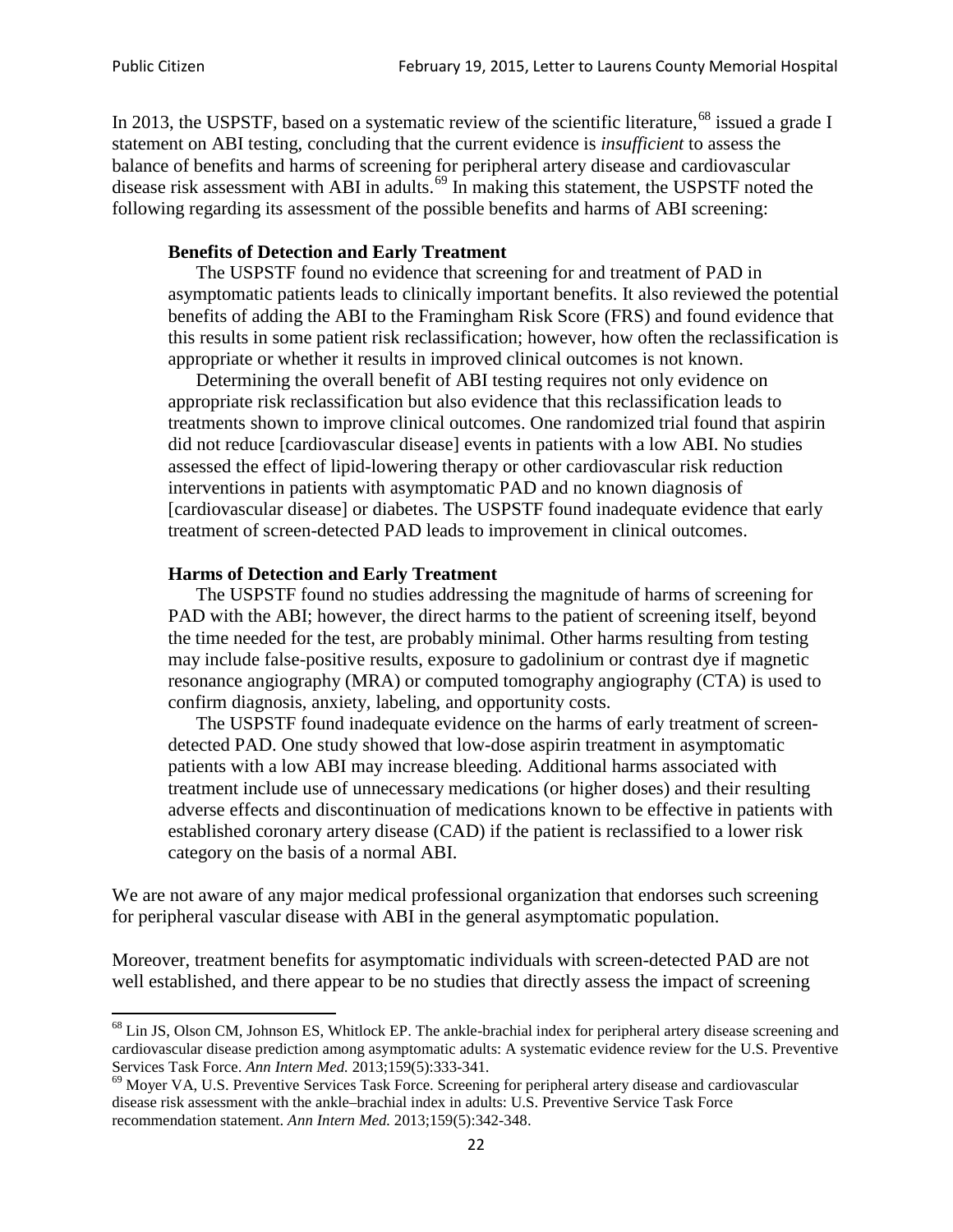In 2013, the USPSTF, based on a systematic review of the scientific literature,[68] issued a grade I statement on ABI testing, concluding that the current evidence is *insufficient* to assess the balance of benefits and harms of screening for peripheral artery disease and cardiovascular disease risk assessment with ABI in adults.[69] In making this statement, the USPSTF noted the following regarding its assessment of the possible benefits and harms of ABI screening:

> **Benefits of Detection and Early Treatment**
>
> The USPSTF found no evidence that screening for and treatment of PAD in asymptomatic patients leads to clinically important benefits. It also reviewed the potential benefits of adding the ABI to the Framingham Risk Score (FRS) and found evidence that this results in some patient risk reclassification; however, how often the reclassification is appropriate or whether it results in improved clinical outcomes is not known.
>
> Determining the overall benefit of ABI testing requires not only evidence on appropriate risk reclassification but also evidence that this reclassification leads to treatments shown to improve clinical outcomes. One randomized trial found that aspirin did not reduce [cardiovascular disease] events in patients with a low ABI. No studies assessed the effect of lipid-lowering therapy or other cardiovascular risk reduction interventions in patients with asymptomatic PAD and no known diagnosis of [cardiovascular disease] or diabetes. The USPSTF found inadequate evidence that early treatment of screen-detected PAD leads to improvement in clinical outcomes.
>
> **Harms of Detection and Early Treatment**
>
> The USPSTF found no studies addressing the magnitude of harms of screening for PAD with the ABI; however, the direct harms to the patient of screening itself, beyond the time needed for the test, are probably minimal. Other harms resulting from testing may include false-positive results, exposure to gadolinium or contrast dye if magnetic resonance angiography (MRA) or computed tomography angiography (CTA) is used to confirm diagnosis, anxiety, labeling, and opportunity costs.
>
> The USPSTF found inadequate evidence on the harms of early treatment of screen-detected PAD. One study showed that low-dose aspirin treatment in asymptomatic patients with a low ABI may increase bleeding. Additional harms associated with treatment include use of unnecessary medications (or higher doses) and their resulting adverse effects and discontinuation of medications known to be effective in patients with established coronary artery disease (CAD) if the patient is reclassified to a lower risk category on the basis of a normal ABI.

We are not aware of any major medical professional organization that endorses such screening for peripheral vascular disease with ABI in the general asymptomatic population.

Moreover, treatment benefits for asymptomatic individuals with screen-detected PAD are not well established, and there appear to be no studies that directly assess the impact of screening

---

[68] Lin JS, Olson CM, Johnson ES, Whitlock EP. The ankle-brachial index for peripheral artery disease screening and cardiovascular disease prediction among asymptomatic adults: A systematic evidence review for the U.S. Preventive Services Task Force. *Ann Intern Med.* 2013;159(5):333-341.

[69] Moyer VA, U.S. Preventive Services Task Force. Screening for peripheral artery disease and cardiovascular disease risk assessment with the ankle–brachial index in adults: U.S. Preventive Service Task Force recommendation statement. *Ann Intern Med.* 2013;159(5):342-348.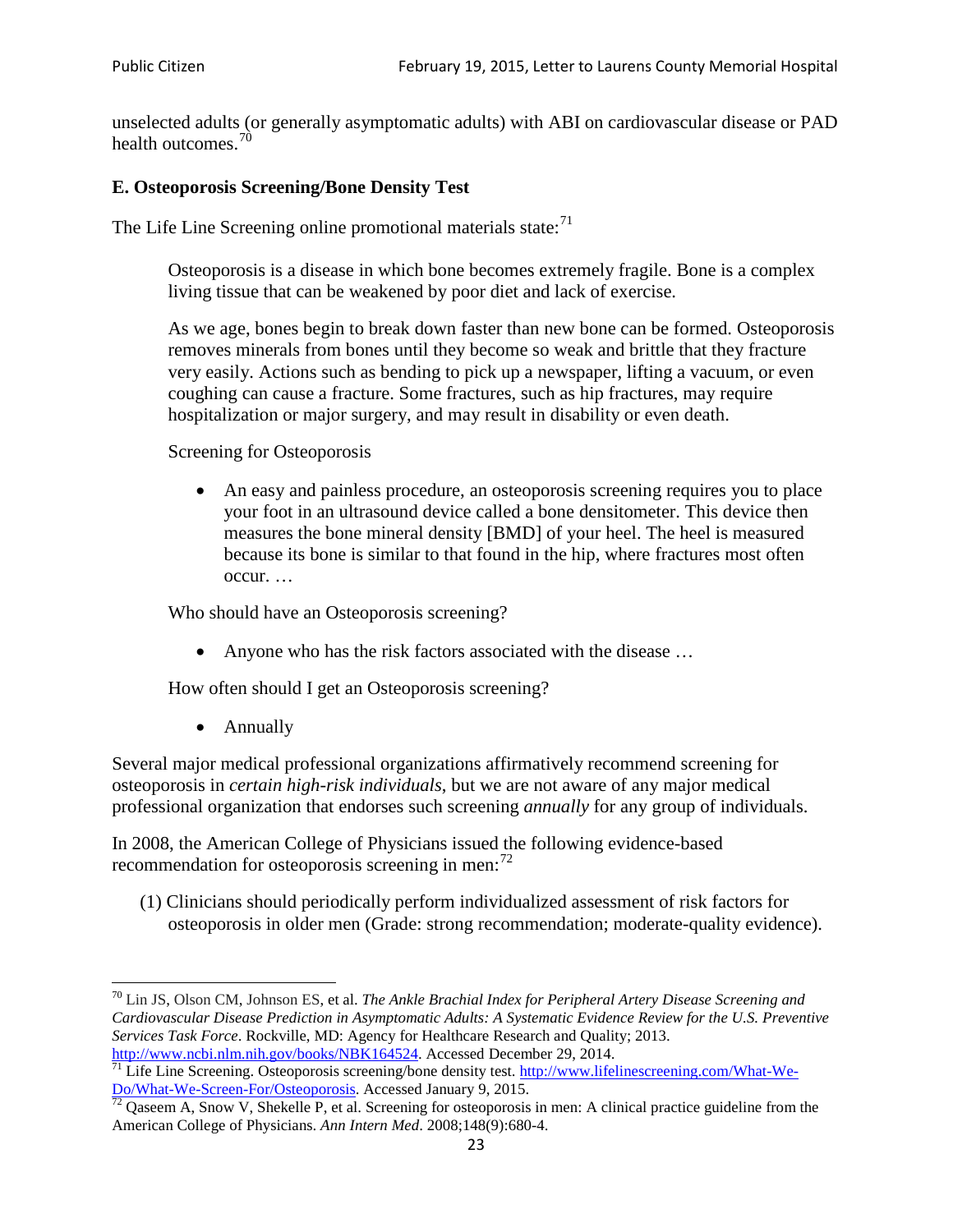unselected adults (or generally asymptomatic adults) with ABI on cardiovascular disease or PAD health outcomes.[70]

### E. Osteoporosis Screening/Bone Density Test

The Life Line Screening online promotional materials state:[71]

> Osteoporosis is a disease in which bone becomes extremely fragile. Bone is a complex living tissue that can be weakened by poor diet and lack of exercise.
>
> As we age, bones begin to break down faster than new bone can be formed. Osteoporosis removes minerals from bones until they become so weak and brittle that they fracture very easily. Actions such as bending to pick up a newspaper, lifting a vacuum, or even coughing can cause a fracture. Some fractures, such as hip fractures, may require hospitalization or major surgery, and may result in disability or even death.
>
> Screening for Osteoporosis
>
> - An easy and painless procedure, an osteoporosis screening requires you to place your foot in an ultrasound device called a bone densitometer. This device then measures the bone mineral density [BMD] of your heel. The heel is measured because its bone is similar to that found in the hip, where fractures most often occur. …
>
> Who should have an Osteoporosis screening?
>
> - Anyone who has the risk factors associated with the disease …
>
> How often should I get an Osteoporosis screening?
>
> - Annually

Several major medical professional organizations affirmatively recommend screening for osteoporosis in *certain high-risk individuals*, but we are not aware of any major medical professional organization that endorses such screening *annually* for any group of individuals.

In 2008, the American College of Physicians issued the following evidence-based recommendation for osteoporosis screening in men:[72]

> (1) Clinicians should periodically perform individualized assessment of risk factors for osteoporosis in older men (Grade: strong recommendation; moderate-quality evidence).

---

[70] Lin JS, Olson CM, Johnson ES, et al. *The Ankle Brachial Index for Peripheral Artery Disease Screening and Cardiovascular Disease Prediction in Asymptomatic Adults: A Systematic Evidence Review for the U.S. Preventive Services Task Force*. Rockville, MD: Agency for Healthcare Research and Quality; 2013. http://www.ncbi.nlm.nih.gov/books/NBK164524. Accessed December 29, 2014.

[71] Life Line Screening. Osteoporosis screening/bone density test. http://www.lifelinescreening.com/What-We-Do/What-We-Screen-For/Osteoporosis. Accessed January 9, 2015.

[72] Qaseem A, Snow V, Shekelle P, et al. Screening for osteoporosis in men: A clinical practice guideline from the American College of Physicians. *Ann Intern Med*. 2008;148(9):680-4.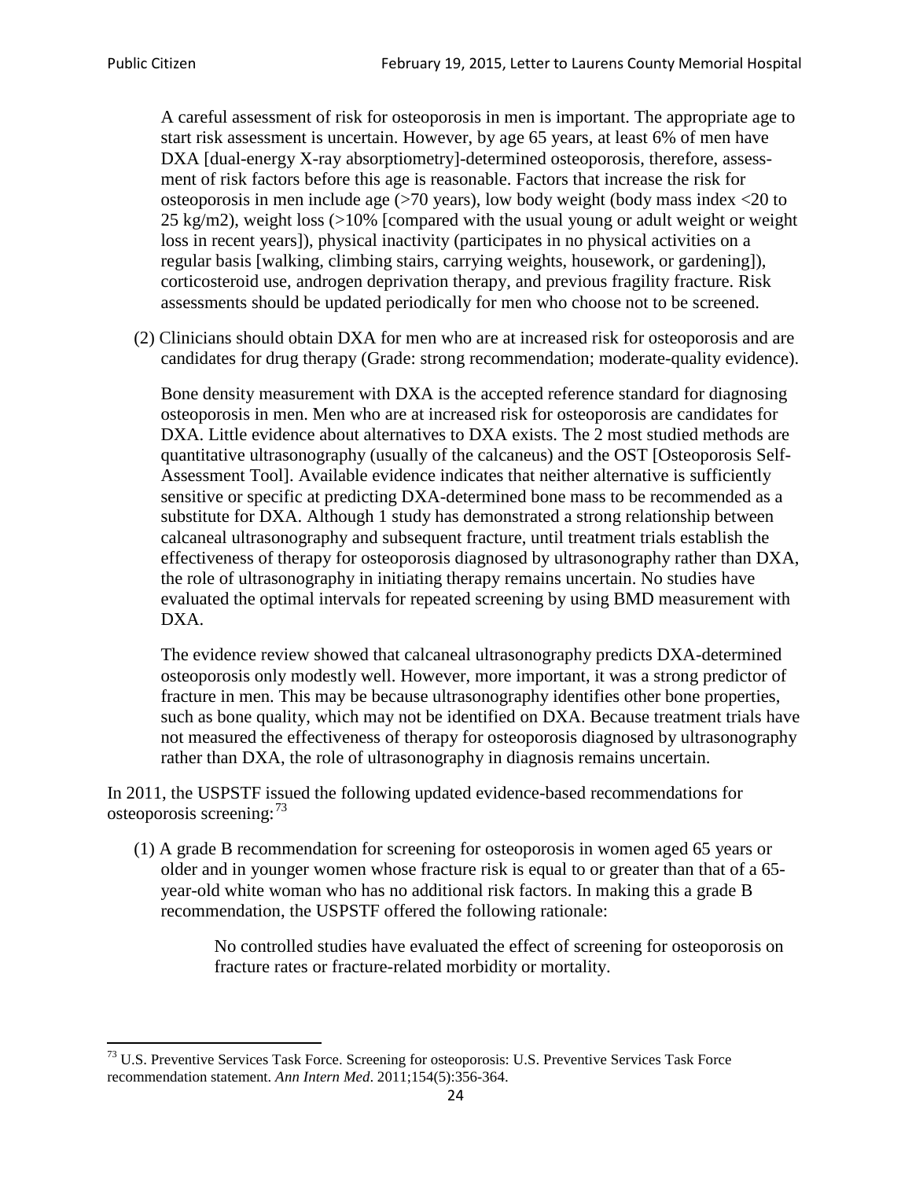A careful assessment of risk for osteoporosis in men is important. The appropriate age to start risk assessment is uncertain. However, by age 65 years, at least 6% of men have DXA [dual-energy X-ray absorptiometry]-determined osteoporosis, therefore, assessment of risk factors before this age is reasonable. Factors that increase the risk for osteoporosis in men include age (>70 years), low body weight (body mass index <20 to 25 kg/m2), weight loss (>10% [compared with the usual young or adult weight or weight loss in recent years]), physical inactivity (participates in no physical activities on a regular basis [walking, climbing stairs, carrying weights, housework, or gardening]), corticosteroid use, androgen deprivation therapy, and previous fragility fracture. Risk assessments should be updated periodically for men who choose not to be screened.

(2) Clinicians should obtain DXA for men who are at increased risk for osteoporosis and are candidates for drug therapy (Grade: strong recommendation; moderate-quality evidence).

Bone density measurement with DXA is the accepted reference standard for diagnosing osteoporosis in men. Men who are at increased risk for osteoporosis are candidates for DXA. Little evidence about alternatives to DXA exists. The 2 most studied methods are quantitative ultrasonography (usually of the calcaneus) and the OST [Osteoporosis Self-Assessment Tool]. Available evidence indicates that neither alternative is sufficiently sensitive or specific at predicting DXA-determined bone mass to be recommended as a substitute for DXA. Although 1 study has demonstrated a strong relationship between calcaneal ultrasonography and subsequent fracture, until treatment trials establish the effectiveness of therapy for osteoporosis diagnosed by ultrasonography rather than DXA, the role of ultrasonography in initiating therapy remains uncertain. No studies have evaluated the optimal intervals for repeated screening by using BMD measurement with DXA.

The evidence review showed that calcaneal ultrasonography predicts DXA-determined osteoporosis only modestly well. However, more important, it was a strong predictor of fracture in men. This may be because ultrasonography identifies other bone properties, such as bone quality, which may not be identified on DXA. Because treatment trials have not measured the effectiveness of therapy for osteoporosis diagnosed by ultrasonography rather than DXA, the role of ultrasonography in diagnosis remains uncertain.

In 2011, the USPSTF issued the following updated evidence-based recommendations for osteoporosis screening:[73]

(1) A grade B recommendation for screening for osteoporosis in women aged 65 years or older and in younger women whose fracture risk is equal to or greater than that of a 65-year-old white woman who has no additional risk factors. In making this a grade B recommendation, the USPSTF offered the following rationale:

> No controlled studies have evaluated the effect of screening for osteoporosis on fracture rates or fracture-related morbidity or mortality.

[73] U.S. Preventive Services Task Force. Screening for osteoporosis: U.S. Preventive Services Task Force recommendation statement. *Ann Intern Med*. 2011;154(5):356-364.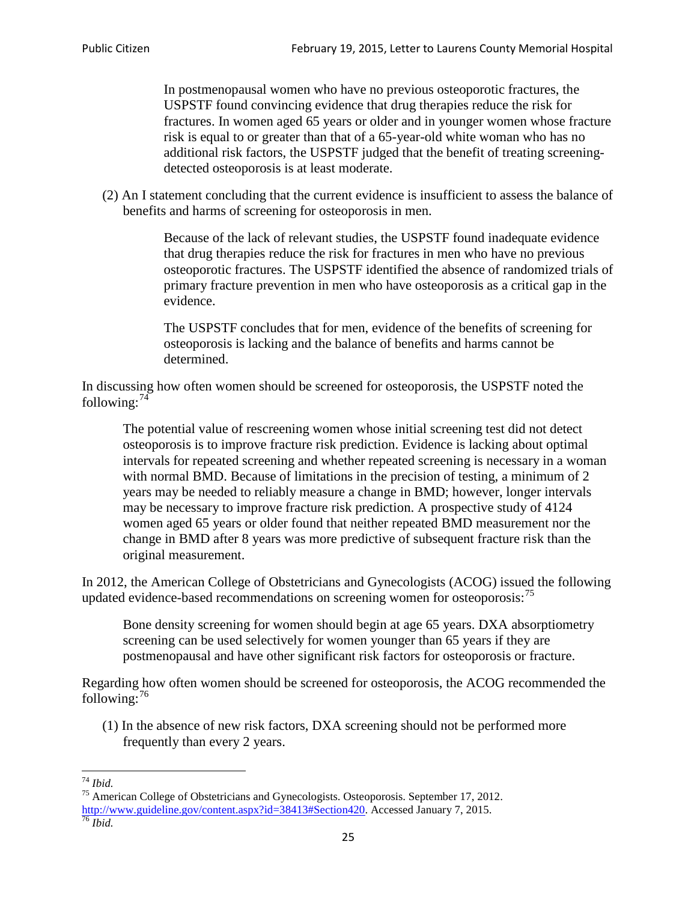> In postmenopausal women who have no previous osteoporotic fractures, the USPSTF found convincing evidence that drug therapies reduce the risk for fractures. In women aged 65 years or older and in younger women whose fracture risk is equal to or greater than that of a 65-year-old white woman who has no additional risk factors, the USPSTF judged that the benefit of treating screening-detected osteoporosis is at least moderate.

(2) An I statement concluding that the current evidence is insufficient to assess the balance of benefits and harms of screening for osteoporosis in men.

> Because of the lack of relevant studies, the USPSTF found inadequate evidence that drug therapies reduce the risk for fractures in men who have no previous osteoporotic fractures. The USPSTF identified the absence of randomized trials of primary fracture prevention in men who have osteoporosis as a critical gap in the evidence.
>
> The USPSTF concludes that for men, evidence of the benefits of screening for osteoporosis is lacking and the balance of benefits and harms cannot be determined.

In discussing how often women should be screened for osteoporosis, the USPSTF noted the following:[74]

> The potential value of rescreening women whose initial screening test did not detect osteoporosis is to improve fracture risk prediction. Evidence is lacking about optimal intervals for repeated screening and whether repeated screening is necessary in a woman with normal BMD. Because of limitations in the precision of testing, a minimum of 2 years may be needed to reliably measure a change in BMD; however, longer intervals may be necessary to improve fracture risk prediction. A prospective study of 4124 women aged 65 years or older found that neither repeated BMD measurement nor the change in BMD after 8 years was more predictive of subsequent fracture risk than the original measurement.

In 2012, the American College of Obstetricians and Gynecologists (ACOG) issued the following updated evidence-based recommendations on screening women for osteoporosis:[75]

> Bone density screening for women should begin at age 65 years. DXA absorptiometry screening can be used selectively for women younger than 65 years if they are postmenopausal and have other significant risk factors for osteoporosis or fracture.

Regarding how often women should be screened for osteoporosis, the ACOG recommended the following:[76]

(1) In the absence of new risk factors, DXA screening should not be performed more frequently than every 2 years.

---

[74] *Ibid.*

[75] American College of Obstetricians and Gynecologists. Osteoporosis. September 17, 2012. http://www.guideline.gov/content.aspx?id=38413#Section420. Accessed January 7, 2015.

[76] *Ibid.*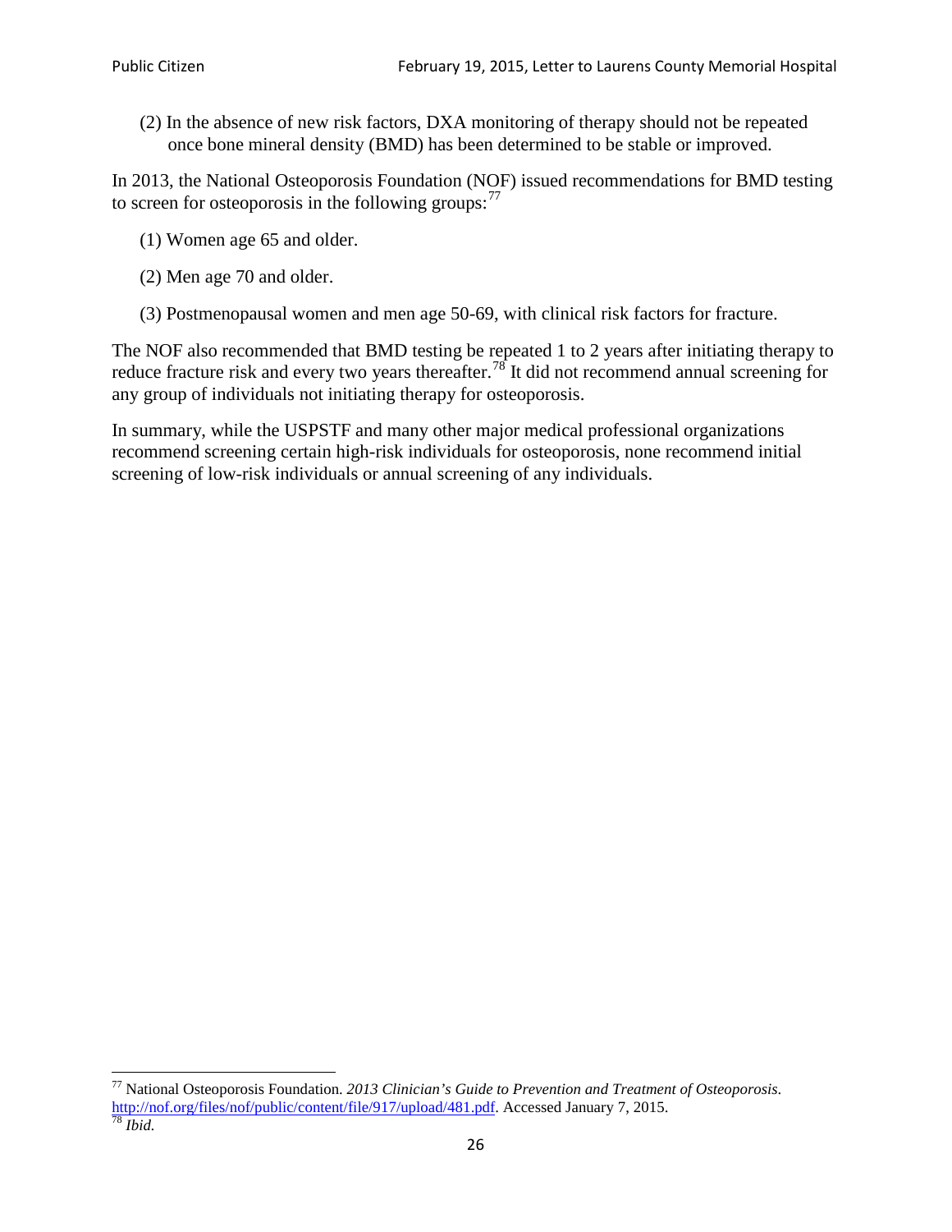(2) In the absence of new risk factors, DXA monitoring of therapy should not be repeated once bone mineral density (BMD) has been determined to be stable or improved.

In 2013, the National Osteoporosis Foundation (NOF) issued recommendations for BMD testing to screen for osteoporosis in the following groups:[77]

(1) Women age 65 and older.

(2) Men age 70 and older.

(3) Postmenopausal women and men age 50-69, with clinical risk factors for fracture.

The NOF also recommended that BMD testing be repeated 1 to 2 years after initiating therapy to reduce fracture risk and every two years thereafter.[78] It did not recommend annual screening for any group of individuals not initiating therapy for osteoporosis.

In summary, while the USPSTF and many other major medical professional organizations recommend screening certain high-risk individuals for osteoporosis, none recommend initial screening of low-risk individuals or annual screening of any individuals.

---

[77] National Osteoporosis Foundation. *2013 Clinician's Guide to Prevention and Treatment of Osteoporosis*. http://nof.org/files/nof/public/content/file/917/upload/481.pdf. Accessed January 7, 2015.

[78] *Ibid.*